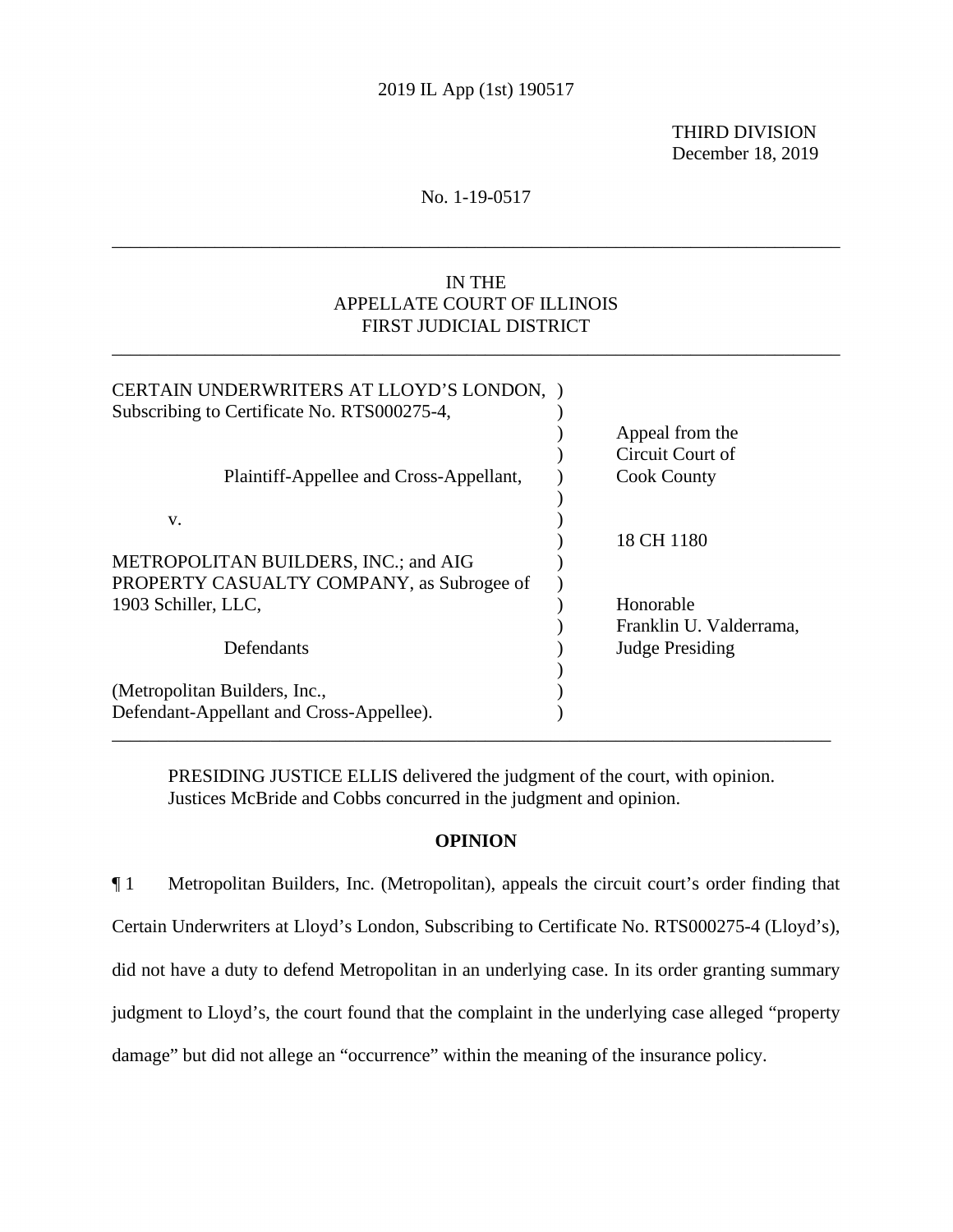2019 IL App (1st) 190517

THIRD DIVISION
December 18, 2019

No. 1-19-0517

---

IN THE
APPELLATE COURT OF ILLINOIS
FIRST JUDICIAL DISTRICT

---

| | | |
|---|---|---|
| CERTAIN UNDERWRITERS AT LLOYD'S LONDON, Subscribing to Certificate No. RTS000275-4, | ) | |
| | ) | Appeal from the Circuit Court of Cook County |
| Plaintiff-Appellee and Cross-Appellant, | ) | |
| v. | ) | |
| | ) | 18 CH 1180 |
| METROPOLITAN BUILDERS, INC.; and AIG PROPERTY CASUALTY COMPANY, as Subrogee of 1903 Schiller, LLC, | ) | |
| | ) | Honorable Franklin U. Valderrama, Judge Presiding |
| Defendants | ) | |
| (Metropolitan Builders, Inc., Defendant-Appellant and Cross-Appellee). | ) | |

---

PRESIDING JUSTICE ELLIS delivered the judgment of the court, with opinion.
Justices McBride and Cobbs concurred in the judgment and opinion.

**OPINION**

¶ 1 Metropolitan Builders, Inc. (Metropolitan), appeals the circuit court's order finding that Certain Underwriters at Lloyd's London, Subscribing to Certificate No. RTS000275-4 (Lloyd's), did not have a duty to defend Metropolitan in an underlying case. In its order granting summary judgment to Lloyd's, the court found that the complaint in the underlying case alleged "property damage" but did not allege an "occurrence" within the meaning of the insurance policy.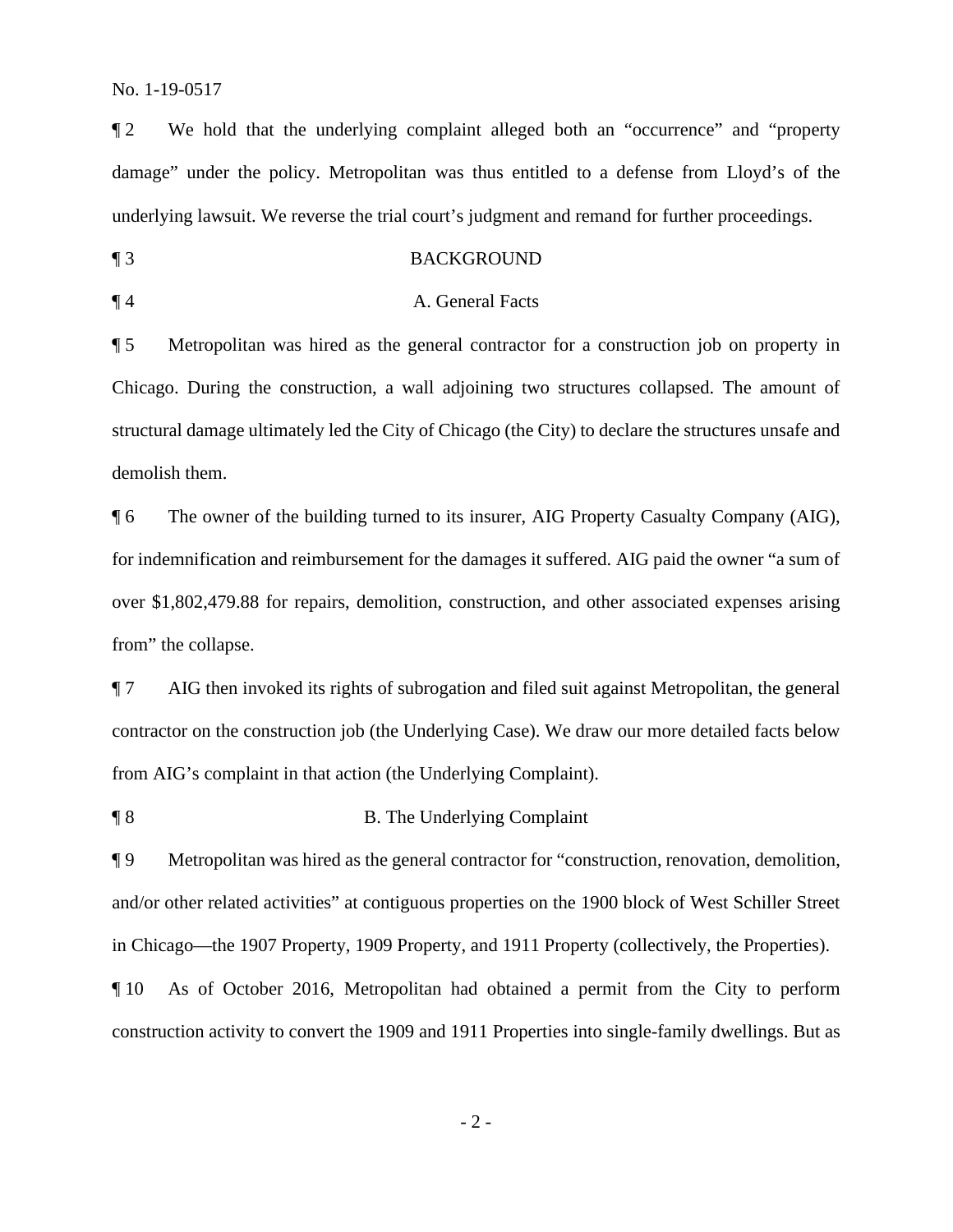¶ 2 We hold that the underlying complaint alleged both an "occurrence" and "property damage" under the policy. Metropolitan was thus entitled to a defense from Lloyd's of the underlying lawsuit. We reverse the trial court's judgment and remand for further proceedings.

¶ 3 BACKGROUND

¶ 4 A. General Facts

¶ 5 Metropolitan was hired as the general contractor for a construction job on property in Chicago. During the construction, a wall adjoining two structures collapsed. The amount of structural damage ultimately led the City of Chicago (the City) to declare the structures unsafe and demolish them.

¶ 6 The owner of the building turned to its insurer, AIG Property Casualty Company (AIG), for indemnification and reimbursement for the damages it suffered. AIG paid the owner "a sum of over $1,802,479.88 for repairs, demolition, construction, and other associated expenses arising from" the collapse.

¶ 7 AIG then invoked its rights of subrogation and filed suit against Metropolitan, the general contractor on the construction job (the Underlying Case). We draw our more detailed facts below from AIG's complaint in that action (the Underlying Complaint).

¶ 8 B. The Underlying Complaint

¶ 9 Metropolitan was hired as the general contractor for "construction, renovation, demolition, and/or other related activities" at contiguous properties on the 1900 block of West Schiller Street in Chicago—the 1907 Property, 1909 Property, and 1911 Property (collectively, the Properties).

¶ 10 As of October 2016, Metropolitan had obtained a permit from the City to perform construction activity to convert the 1909 and 1911 Properties into single-family dwellings. But as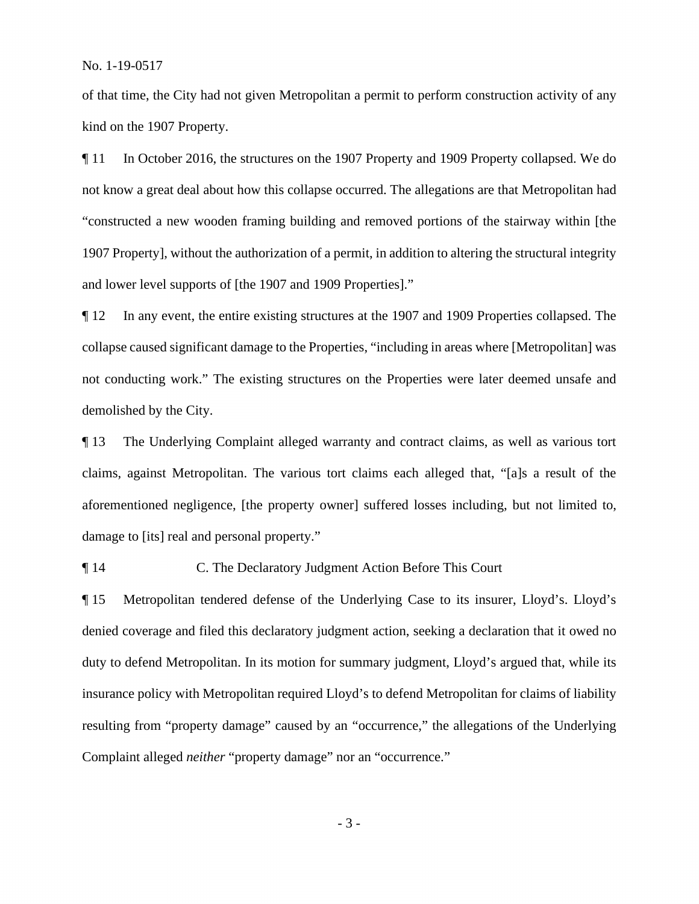of that time, the City had not given Metropolitan a permit to perform construction activity of any kind on the 1907 Property.

¶ 11 In October 2016, the structures on the 1907 Property and 1909 Property collapsed. We do not know a great deal about how this collapse occurred. The allegations are that Metropolitan had "constructed a new wooden framing building and removed portions of the stairway within [the 1907 Property], without the authorization of a permit, in addition to altering the structural integrity and lower level supports of [the 1907 and 1909 Properties]."

¶ 12 In any event, the entire existing structures at the 1907 and 1909 Properties collapsed. The collapse caused significant damage to the Properties, "including in areas where [Metropolitan] was not conducting work." The existing structures on the Properties were later deemed unsafe and demolished by the City.

¶ 13 The Underlying Complaint alleged warranty and contract claims, as well as various tort claims, against Metropolitan. The various tort claims each alleged that, "[a]s a result of the aforementioned negligence, [the property owner] suffered losses including, but not limited to, damage to [its] real and personal property."

¶ 14 C. The Declaratory Judgment Action Before This Court

¶ 15 Metropolitan tendered defense of the Underlying Case to its insurer, Lloyd's. Lloyd's denied coverage and filed this declaratory judgment action, seeking a declaration that it owed no duty to defend Metropolitan. In its motion for summary judgment, Lloyd's argued that, while its insurance policy with Metropolitan required Lloyd's to defend Metropolitan for claims of liability resulting from "property damage" caused by an "occurrence," the allegations of the Underlying Complaint alleged *neither* "property damage" nor an "occurrence."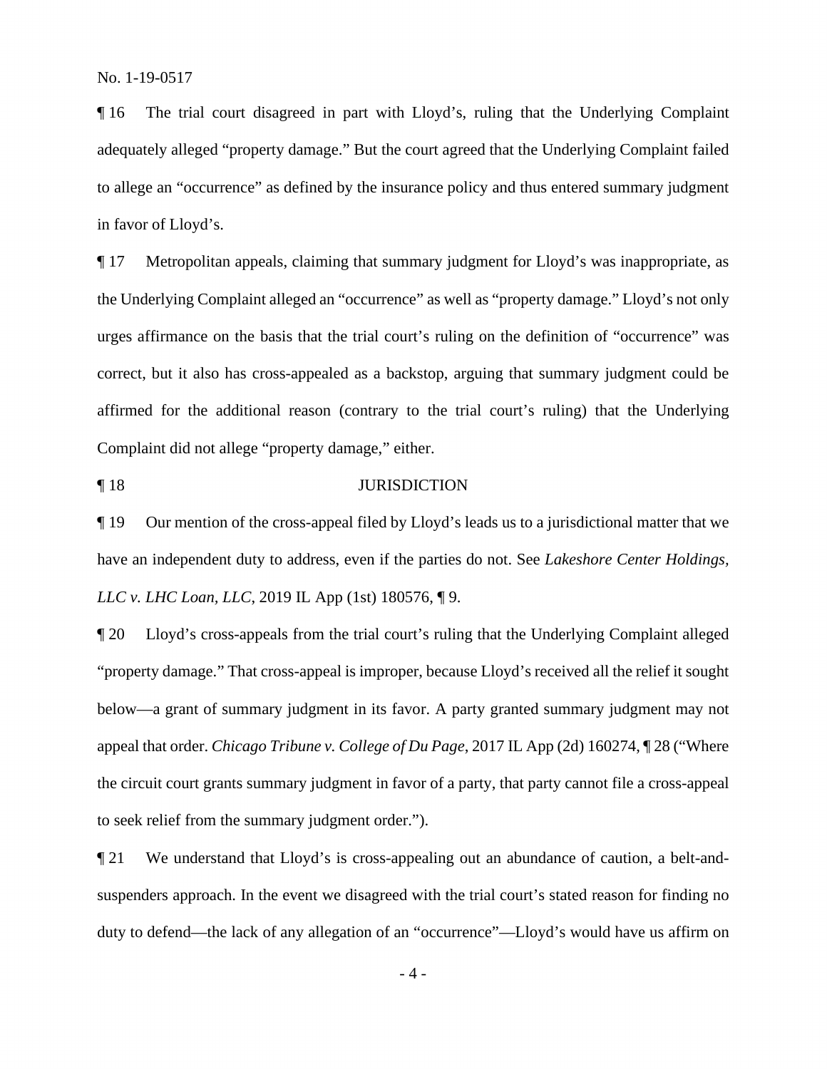¶ 16 The trial court disagreed in part with Lloyd's, ruling that the Underlying Complaint adequately alleged "property damage." But the court agreed that the Underlying Complaint failed to allege an "occurrence" as defined by the insurance policy and thus entered summary judgment in favor of Lloyd's.

¶ 17 Metropolitan appeals, claiming that summary judgment for Lloyd's was inappropriate, as the Underlying Complaint alleged an "occurrence" as well as "property damage." Lloyd's not only urges affirmance on the basis that the trial court's ruling on the definition of "occurrence" was correct, but it also has cross-appealed as a backstop, arguing that summary judgment could be affirmed for the additional reason (contrary to the trial court's ruling) that the Underlying Complaint did not allege "property damage," either.

¶ 18 JURISDICTION

¶ 19 Our mention of the cross-appeal filed by Lloyd's leads us to a jurisdictional matter that we have an independent duty to address, even if the parties do not. See *Lakeshore Center Holdings, LLC v. LHC Loan, LLC*, 2019 IL App (1st) 180576, ¶ 9.

¶ 20 Lloyd's cross-appeals from the trial court's ruling that the Underlying Complaint alleged "property damage." That cross-appeal is improper, because Lloyd's received all the relief it sought below—a grant of summary judgment in its favor. A party granted summary judgment may not appeal that order. *Chicago Tribune v. College of Du Page*, 2017 IL App (2d) 160274, ¶ 28 ("Where the circuit court grants summary judgment in favor of a party, that party cannot file a cross-appeal to seek relief from the summary judgment order.").

¶ 21 We understand that Lloyd's is cross-appealing out an abundance of caution, a belt-and-suspenders approach. In the event we disagreed with the trial court's stated reason for finding no duty to defend—the lack of any allegation of an "occurrence"—Lloyd's would have us affirm on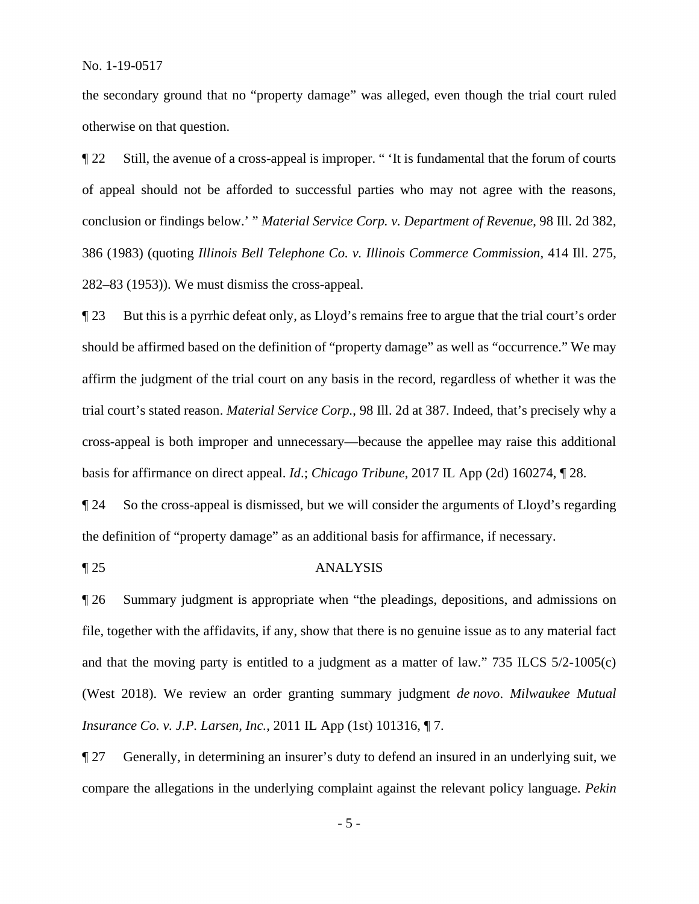the secondary ground that no "property damage" was alleged, even though the trial court ruled otherwise on that question.

¶ 22 Still, the avenue of a cross-appeal is improper. " 'It is fundamental that the forum of courts of appeal should not be afforded to successful parties who may not agree with the reasons, conclusion or findings below.' " *Material Service Corp. v. Department of Revenue*, 98 Ill. 2d 382, 386 (1983) (quoting *Illinois Bell Telephone Co. v. Illinois Commerce Commission*, 414 Ill. 275, 282–83 (1953)). We must dismiss the cross-appeal.

¶ 23 But this is a pyrrhic defeat only, as Lloyd's remains free to argue that the trial court's order should be affirmed based on the definition of "property damage" as well as "occurrence." We may affirm the judgment of the trial court on any basis in the record, regardless of whether it was the trial court's stated reason. *Material Service Corp.*, 98 Ill. 2d at 387. Indeed, that's precisely why a cross-appeal is both improper and unnecessary—because the appellee may raise this additional basis for affirmance on direct appeal. *Id*.; *Chicago Tribune*, 2017 IL App (2d) 160274, ¶ 28.

¶ 24 So the cross-appeal is dismissed, but we will consider the arguments of Lloyd's regarding the definition of "property damage" as an additional basis for affirmance, if necessary.

## ¶ 25 ANALYSIS

¶ 26 Summary judgment is appropriate when "the pleadings, depositions, and admissions on file, together with the affidavits, if any, show that there is no genuine issue as to any material fact and that the moving party is entitled to a judgment as a matter of law." 735 ILCS 5/2-1005(c) (West 2018). We review an order granting summary judgment *de novo*. *Milwaukee Mutual Insurance Co. v. J.P. Larsen, Inc.*, 2011 IL App (1st) 101316, ¶ 7.

¶ 27 Generally, in determining an insurer's duty to defend an insured in an underlying suit, we compare the allegations in the underlying complaint against the relevant policy language. *Pekin*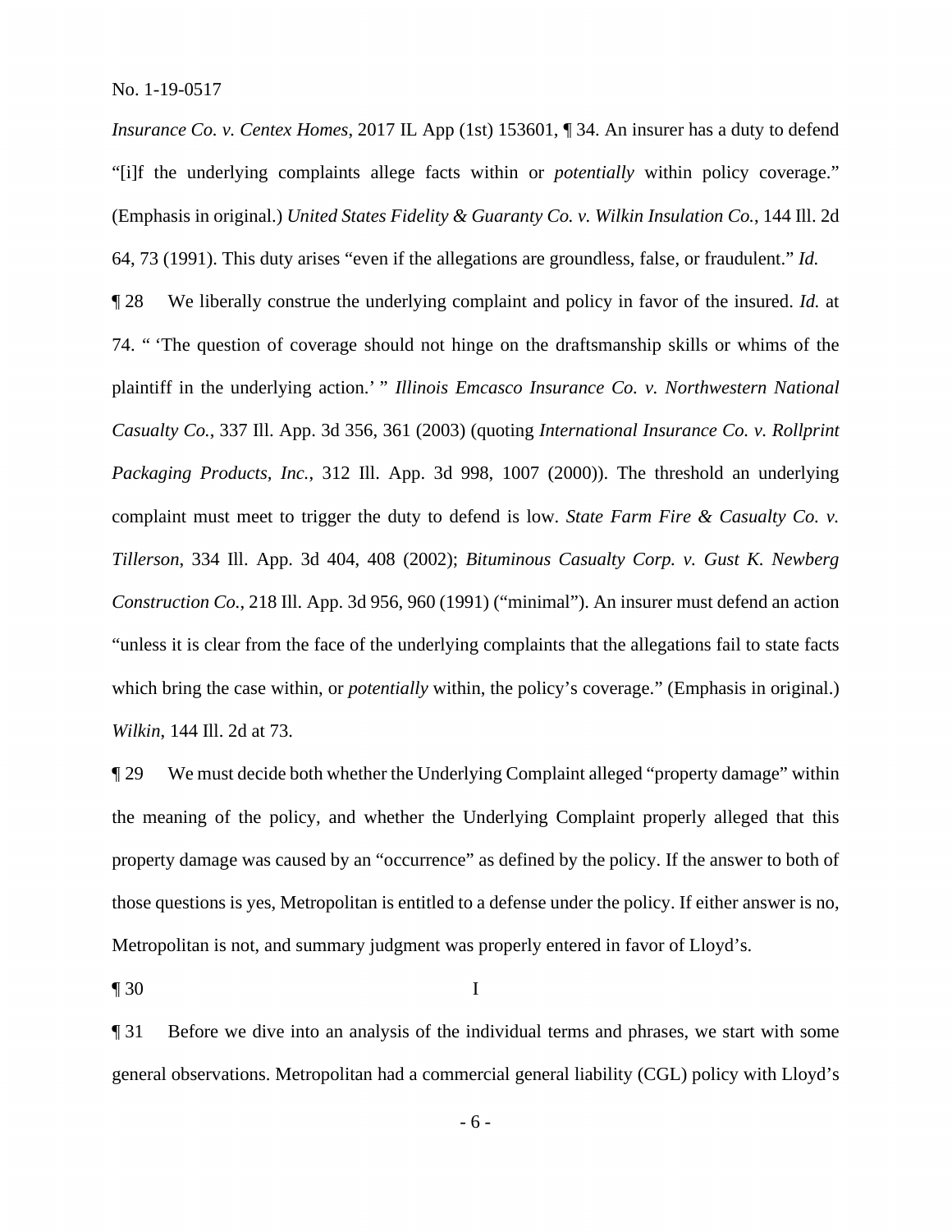*Insurance Co. v. Centex Homes*, 2017 IL App (1st) 153601, ¶ 34. An insurer has a duty to defend "[i]f the underlying complaints allege facts within or *potentially* within policy coverage." (Emphasis in original.) *United States Fidelity & Guaranty Co. v. Wilkin Insulation Co.*, 144 Ill. 2d 64, 73 (1991). This duty arises "even if the allegations are groundless, false, or fraudulent." *Id.*

¶ 28 We liberally construe the underlying complaint and policy in favor of the insured. *Id.* at 74. " 'The question of coverage should not hinge on the draftsmanship skills or whims of the plaintiff in the underlying action.' " *Illinois Emcasco Insurance Co. v. Northwestern National Casualty Co.*, 337 Ill. App. 3d 356, 361 (2003) (quoting *International Insurance Co. v. Rollprint Packaging Products, Inc.*, 312 Ill. App. 3d 998, 1007 (2000)). The threshold an underlying complaint must meet to trigger the duty to defend is low. *State Farm Fire & Casualty Co. v. Tillerson*, 334 Ill. App. 3d 404, 408 (2002); *Bituminous Casualty Corp. v. Gust K. Newberg Construction Co.*, 218 Ill. App. 3d 956, 960 (1991) ("minimal"). An insurer must defend an action "unless it is clear from the face of the underlying complaints that the allegations fail to state facts which bring the case within, or *potentially* within, the policy's coverage." (Emphasis in original.) *Wilkin*, 144 Ill. 2d at 73.

¶ 29 We must decide both whether the Underlying Complaint alleged "property damage" within the meaning of the policy, and whether the Underlying Complaint properly alleged that this property damage was caused by an "occurrence" as defined by the policy. If the answer to both of those questions is yes, Metropolitan is entitled to a defense under the policy. If either answer is no, Metropolitan is not, and summary judgment was properly entered in favor of Lloyd's.

¶ 30 I

¶ 31 Before we dive into an analysis of the individual terms and phrases, we start with some general observations. Metropolitan had a commercial general liability (CGL) policy with Lloyd's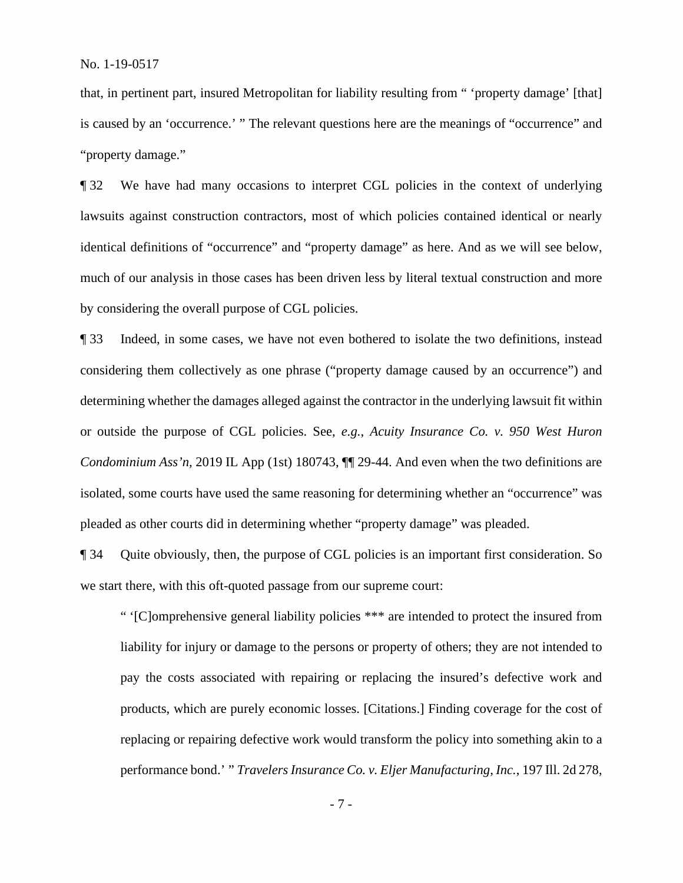that, in pertinent part, insured Metropolitan for liability resulting from " 'property damage' [that] is caused by an 'occurrence.' " The relevant questions here are the meanings of "occurrence" and "property damage."

¶ 32 We have had many occasions to interpret CGL policies in the context of underlying lawsuits against construction contractors, most of which policies contained identical or nearly identical definitions of "occurrence" and "property damage" as here. And as we will see below, much of our analysis in those cases has been driven less by literal textual construction and more by considering the overall purpose of CGL policies.

¶ 33 Indeed, in some cases, we have not even bothered to isolate the two definitions, instead considering them collectively as one phrase ("property damage caused by an occurrence") and determining whether the damages alleged against the contractor in the underlying lawsuit fit within or outside the purpose of CGL policies. See, *e.g.*, *Acuity Insurance Co. v. 950 West Huron Condominium Ass'n*, 2019 IL App (1st) 180743, ¶¶ 29-44. And even when the two definitions are isolated, some courts have used the same reasoning for determining whether an "occurrence" was pleaded as other courts did in determining whether "property damage" was pleaded.

¶ 34 Quite obviously, then, the purpose of CGL policies is an important first consideration. So we start there, with this oft-quoted passage from our supreme court:

> " '[C]omprehensive general liability policies *** are intended to protect the insured from liability for injury or damage to the persons or property of others; they are not intended to pay the costs associated with repairing or replacing the insured's defective work and products, which are purely economic losses. [Citations.] Finding coverage for the cost of replacing or repairing defective work would transform the policy into something akin to a performance bond.' " *Travelers Insurance Co. v. Eljer Manufacturing, Inc.*, 197 Ill. 2d 278,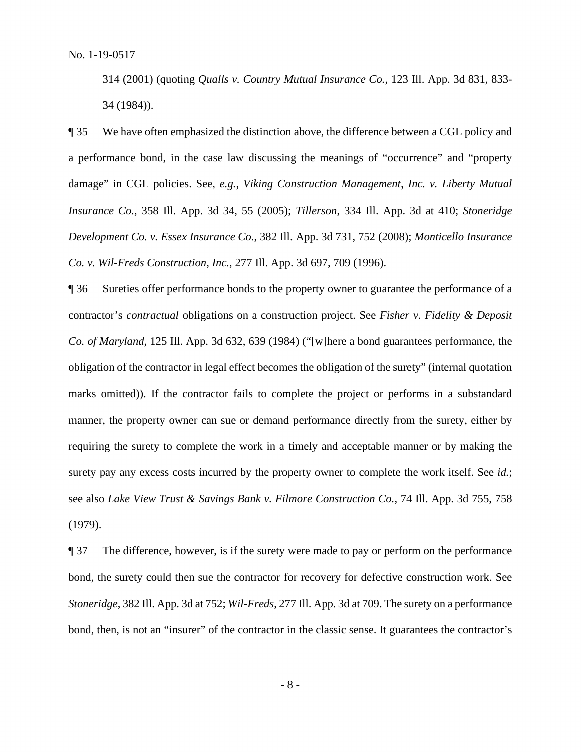314 (2001) (quoting *Qualls v. Country Mutual Insurance Co.*, 123 Ill. App. 3d 831, 833-34 (1984)).

¶ 35 We have often emphasized the distinction above, the difference between a CGL policy and a performance bond, in the case law discussing the meanings of "occurrence" and "property damage" in CGL policies. See, *e.g.*, *Viking Construction Management, Inc. v. Liberty Mutual Insurance Co.*, 358 Ill. App. 3d 34, 55 (2005); *Tillerson*, 334 Ill. App. 3d at 410; *Stoneridge Development Co. v. Essex Insurance Co.*, 382 Ill. App. 3d 731, 752 (2008); *Monticello Insurance Co. v. Wil-Freds Construction, Inc.*, 277 Ill. App. 3d 697, 709 (1996).

¶ 36 Sureties offer performance bonds to the property owner to guarantee the performance of a contractor's *contractual* obligations on a construction project. See *Fisher v. Fidelity & Deposit Co. of Maryland*, 125 Ill. App. 3d 632, 639 (1984) ("[w]here a bond guarantees performance, the obligation of the contractor in legal effect becomes the obligation of the surety" (internal quotation marks omitted)). If the contractor fails to complete the project or performs in a substandard manner, the property owner can sue or demand performance directly from the surety, either by requiring the surety to complete the work in a timely and acceptable manner or by making the surety pay any excess costs incurred by the property owner to complete the work itself. See *id.*; see also *Lake View Trust & Savings Bank v. Filmore Construction Co.*, 74 Ill. App. 3d 755, 758 (1979).

¶ 37 The difference, however, is if the surety were made to pay or perform on the performance bond, the surety could then sue the contractor for recovery for defective construction work. See *Stoneridge*, 382 Ill. App. 3d at 752; *Wil-Freds*, 277 Ill. App. 3d at 709. The surety on a performance bond, then, is not an "insurer" of the contractor in the classic sense. It guarantees the contractor's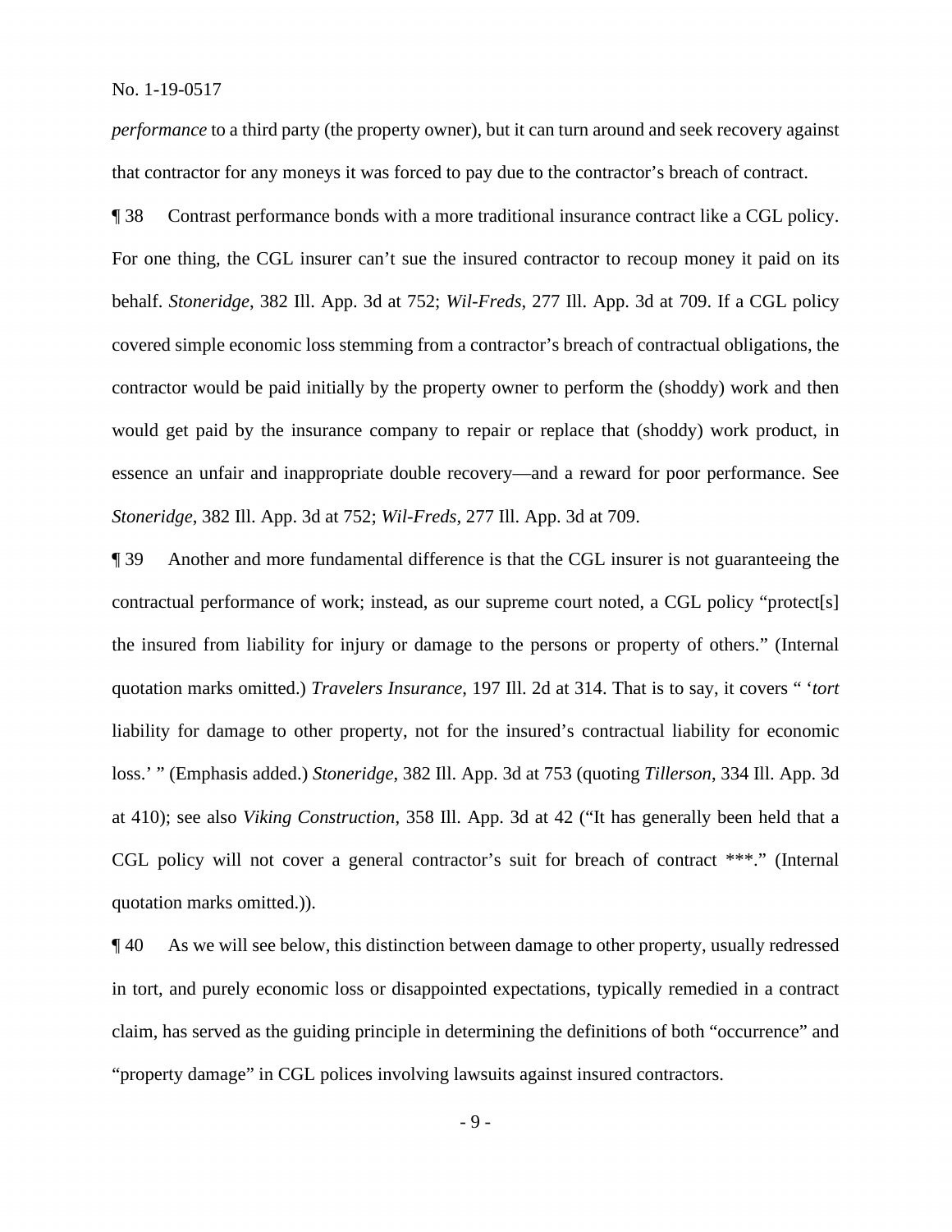*performance* to a third party (the property owner), but it can turn around and seek recovery against that contractor for any moneys it was forced to pay due to the contractor's breach of contract.

¶ 38 Contrast performance bonds with a more traditional insurance contract like a CGL policy. For one thing, the CGL insurer can't sue the insured contractor to recoup money it paid on its behalf. *Stoneridge*, 382 Ill. App. 3d at 752; *Wil-Freds*, 277 Ill. App. 3d at 709. If a CGL policy covered simple economic loss stemming from a contractor's breach of contractual obligations, the contractor would be paid initially by the property owner to perform the (shoddy) work and then would get paid by the insurance company to repair or replace that (shoddy) work product, in essence an unfair and inappropriate double recovery—and a reward for poor performance. See *Stoneridge*, 382 Ill. App. 3d at 752; *Wil-Freds*, 277 Ill. App. 3d at 709.

¶ 39 Another and more fundamental difference is that the CGL insurer is not guaranteeing the contractual performance of work; instead, as our supreme court noted, a CGL policy "protect[s] the insured from liability for injury or damage to the persons or property of others." (Internal quotation marks omitted.) *Travelers Insurance*, 197 Ill. 2d at 314. That is to say, it covers " '*tort* liability for damage to other property, not for the insured's contractual liability for economic loss.' " (Emphasis added.) *Stoneridge*, 382 Ill. App. 3d at 753 (quoting *Tillerson*, 334 Ill. App. 3d at 410); see also *Viking Construction*, 358 Ill. App. 3d at 42 ("It has generally been held that a CGL policy will not cover a general contractor's suit for breach of contract ***." (Internal quotation marks omitted.)).

¶ 40 As we will see below, this distinction between damage to other property, usually redressed in tort, and purely economic loss or disappointed expectations, typically remedied in a contract claim, has served as the guiding principle in determining the definitions of both "occurrence" and "property damage" in CGL polices involving lawsuits against insured contractors.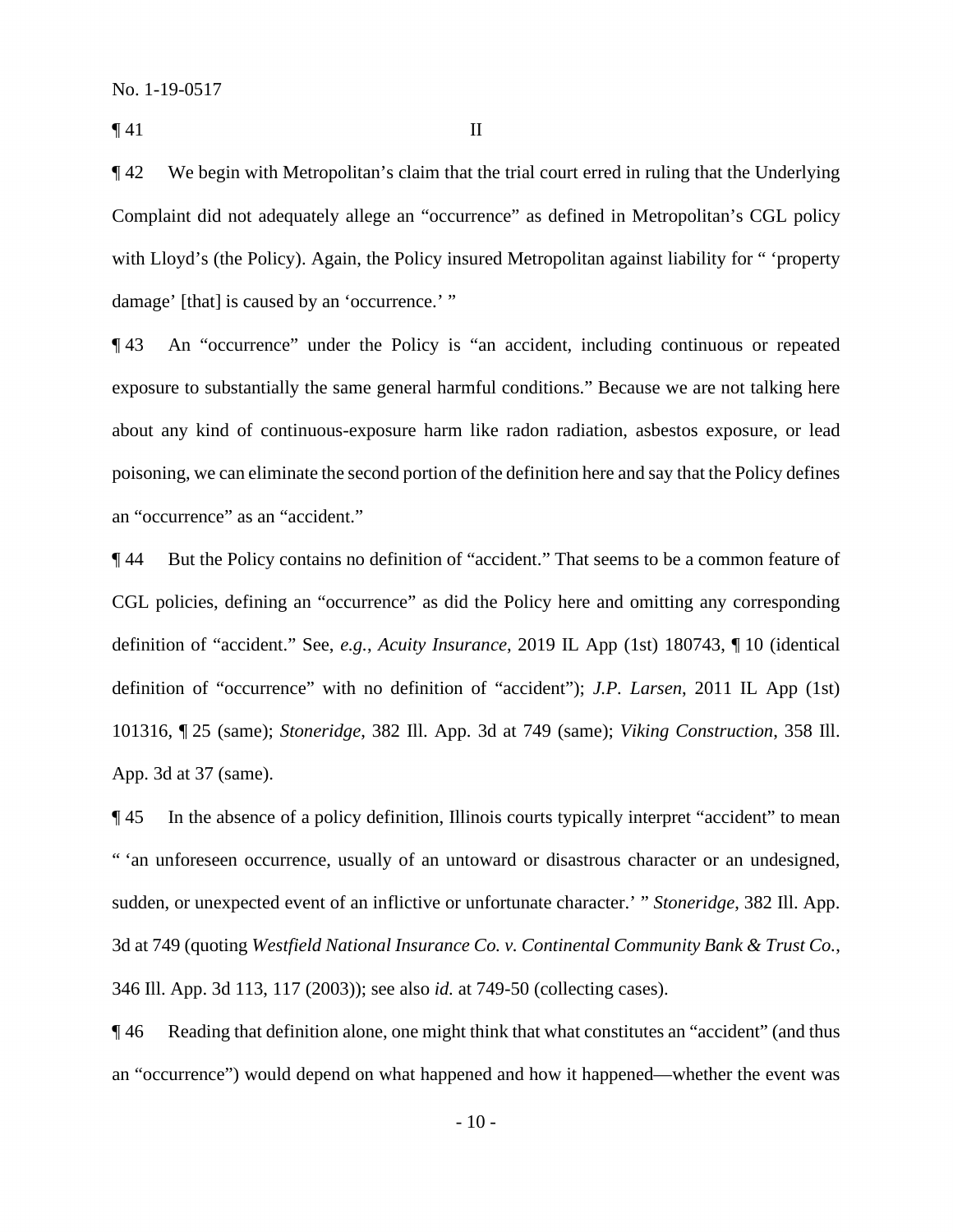¶ 41 II

¶ 42 We begin with Metropolitan's claim that the trial court erred in ruling that the Underlying Complaint did not adequately allege an "occurrence" as defined in Metropolitan's CGL policy with Lloyd's (the Policy). Again, the Policy insured Metropolitan against liability for " 'property damage' [that] is caused by an 'occurrence.' "

¶ 43 An "occurrence" under the Policy is "an accident, including continuous or repeated exposure to substantially the same general harmful conditions." Because we are not talking here about any kind of continuous-exposure harm like radon radiation, asbestos exposure, or lead poisoning, we can eliminate the second portion of the definition here and say that the Policy defines an "occurrence" as an "accident."

¶ 44 But the Policy contains no definition of "accident." That seems to be a common feature of CGL policies, defining an "occurrence" as did the Policy here and omitting any corresponding definition of "accident." See, *e.g.*, *Acuity Insurance*, 2019 IL App (1st) 180743, ¶ 10 (identical definition of "occurrence" with no definition of "accident"); *J.P. Larsen*, 2011 IL App (1st) 101316, ¶ 25 (same); *Stoneridge*, 382 Ill. App. 3d at 749 (same); *Viking Construction*, 358 Ill. App. 3d at 37 (same).

¶ 45 In the absence of a policy definition, Illinois courts typically interpret "accident" to mean " 'an unforeseen occurrence, usually of an untoward or disastrous character or an undesigned, sudden, or unexpected event of an inflictive or unfortunate character.' " *Stoneridge*, 382 Ill. App. 3d at 749 (quoting *Westfield National Insurance Co. v. Continental Community Bank & Trust Co.*, 346 Ill. App. 3d 113, 117 (2003)); see also *id.* at 749-50 (collecting cases).

¶ 46 Reading that definition alone, one might think that what constitutes an "accident" (and thus an "occurrence") would depend on what happened and how it happened—whether the event was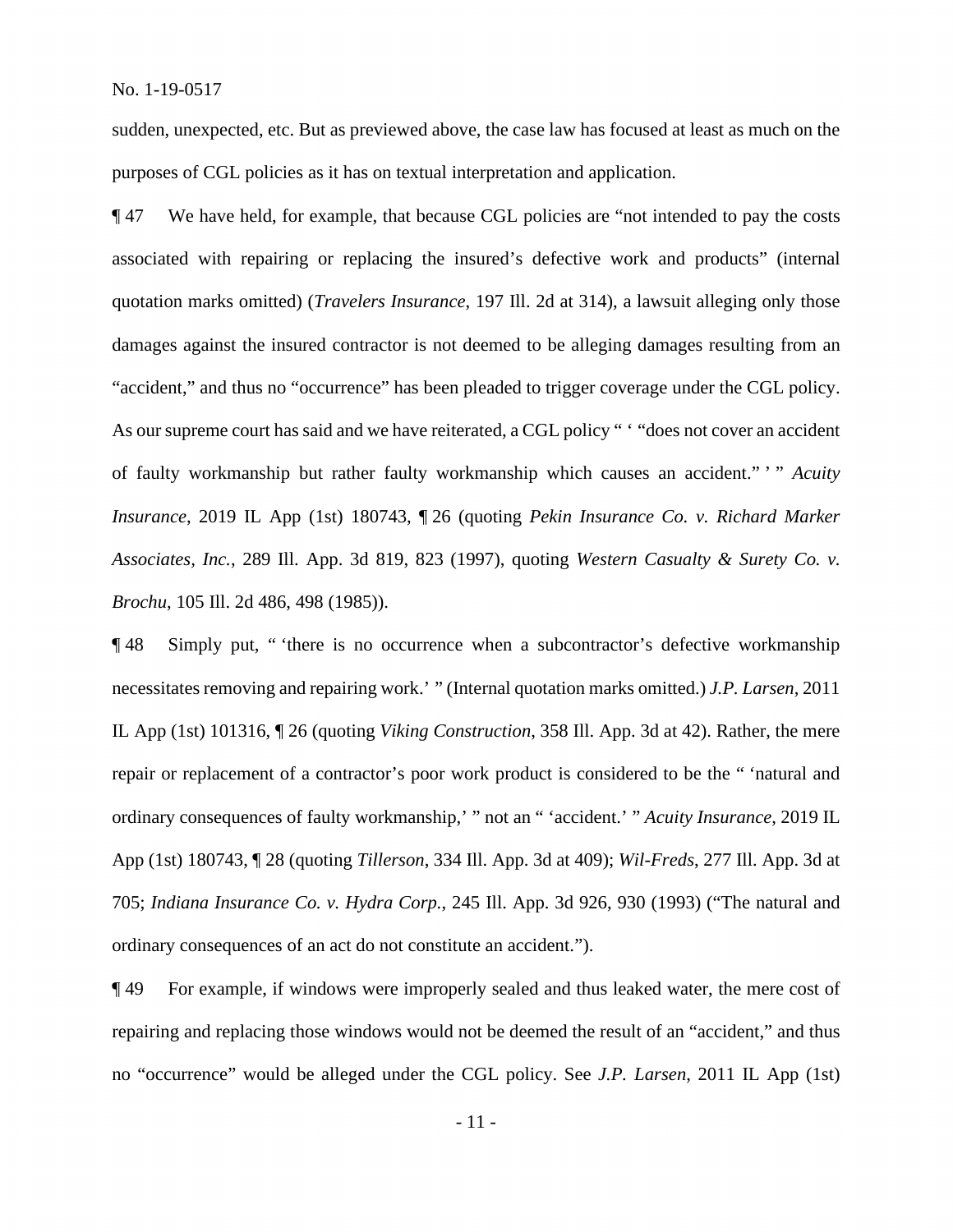sudden, unexpected, etc. But as previewed above, the case law has focused at least as much on the purposes of CGL policies as it has on textual interpretation and application.

¶ 47 We have held, for example, that because CGL policies are "not intended to pay the costs associated with repairing or replacing the insured's defective work and products" (internal quotation marks omitted) (*Travelers Insurance*, 197 Ill. 2d at 314), a lawsuit alleging only those damages against the insured contractor is not deemed to be alleging damages resulting from an "accident," and thus no "occurrence" has been pleaded to trigger coverage under the CGL policy. As our supreme court has said and we have reiterated, a CGL policy " ' "does not cover an accident of faulty workmanship but rather faulty workmanship which causes an accident." ' " *Acuity Insurance*, 2019 IL App (1st) 180743, ¶ 26 (quoting *Pekin Insurance Co. v. Richard Marker Associates, Inc.*, 289 Ill. App. 3d 819, 823 (1997), quoting *Western Casualty & Surety Co. v. Brochu*, 105 Ill. 2d 486, 498 (1985)).

¶ 48 Simply put, " 'there is no occurrence when a subcontractor's defective workmanship necessitates removing and repairing work.' " (Internal quotation marks omitted.) *J.P. Larsen*, 2011 IL App (1st) 101316, ¶ 26 (quoting *Viking Construction*, 358 Ill. App. 3d at 42). Rather, the mere repair or replacement of a contractor's poor work product is considered to be the " 'natural and ordinary consequences of faulty workmanship,' " not an " 'accident.' " *Acuity Insurance*, 2019 IL App (1st) 180743, ¶ 28 (quoting *Tillerson*, 334 Ill. App. 3d at 409); *Wil-Freds*, 277 Ill. App. 3d at 705; *Indiana Insurance Co. v. Hydra Corp.*, 245 Ill. App. 3d 926, 930 (1993) ("The natural and ordinary consequences of an act do not constitute an accident.").

¶ 49 For example, if windows were improperly sealed and thus leaked water, the mere cost of repairing and replacing those windows would not be deemed the result of an "accident," and thus no "occurrence" would be alleged under the CGL policy. See *J.P. Larsen*, 2011 IL App (1st)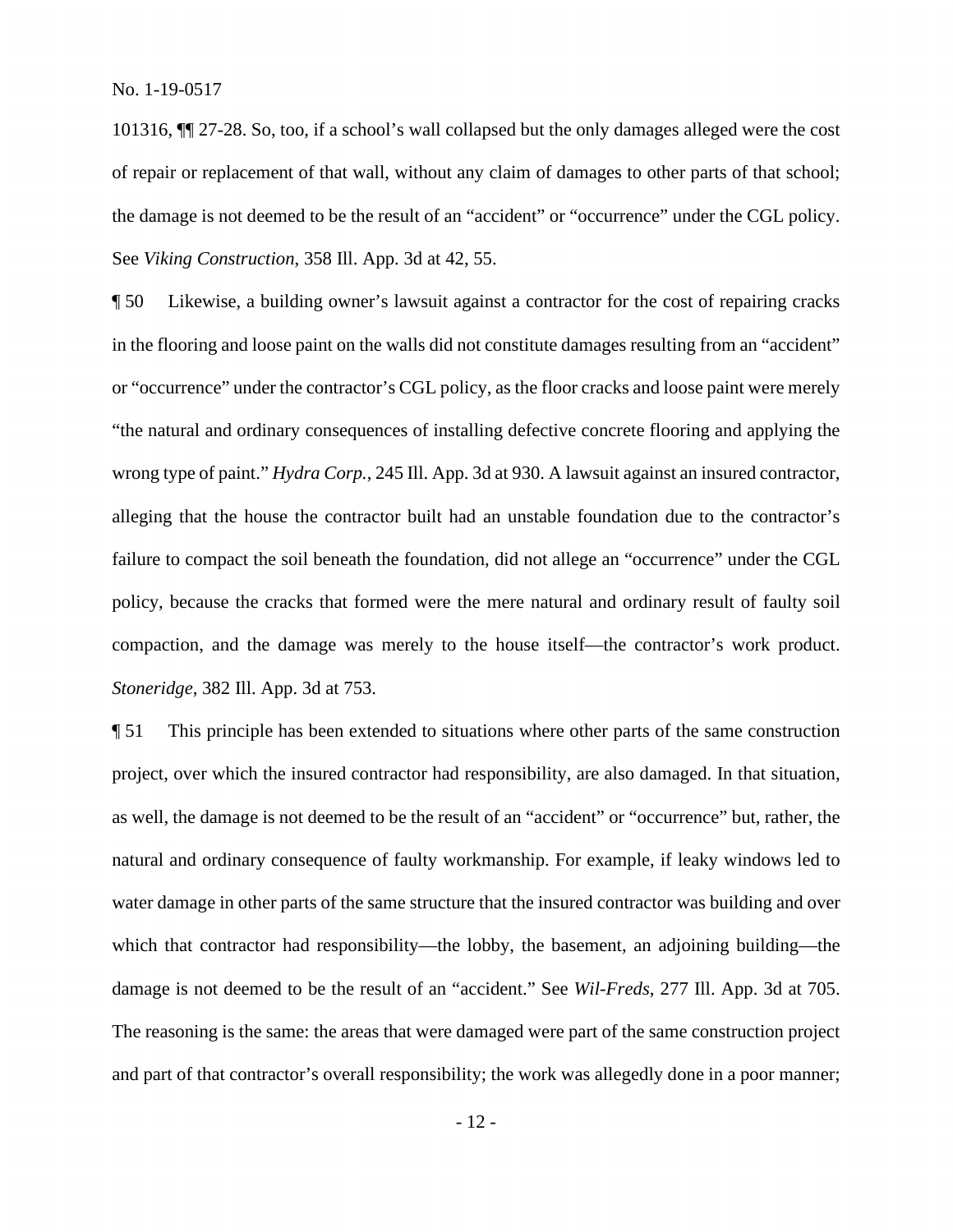101316, ¶¶ 27-28. So, too, if a school's wall collapsed but the only damages alleged were the cost of repair or replacement of that wall, without any claim of damages to other parts of that school; the damage is not deemed to be the result of an "accident" or "occurrence" under the CGL policy. See *Viking Construction*, 358 Ill. App. 3d at 42, 55.

¶ 50 Likewise, a building owner's lawsuit against a contractor for the cost of repairing cracks in the flooring and loose paint on the walls did not constitute damages resulting from an "accident" or "occurrence" under the contractor's CGL policy, as the floor cracks and loose paint were merely "the natural and ordinary consequences of installing defective concrete flooring and applying the wrong type of paint." *Hydra Corp.*, 245 Ill. App. 3d at 930. A lawsuit against an insured contractor, alleging that the house the contractor built had an unstable foundation due to the contractor's failure to compact the soil beneath the foundation, did not allege an "occurrence" under the CGL policy, because the cracks that formed were the mere natural and ordinary result of faulty soil compaction, and the damage was merely to the house itself—the contractor's work product. *Stoneridge*, 382 Ill. App. 3d at 753.

¶ 51 This principle has been extended to situations where other parts of the same construction project, over which the insured contractor had responsibility, are also damaged. In that situation, as well, the damage is not deemed to be the result of an "accident" or "occurrence" but, rather, the natural and ordinary consequence of faulty workmanship. For example, if leaky windows led to water damage in other parts of the same structure that the insured contractor was building and over which that contractor had responsibility—the lobby, the basement, an adjoining building—the damage is not deemed to be the result of an "accident." See *Wil-Freds*, 277 Ill. App. 3d at 705. The reasoning is the same: the areas that were damaged were part of the same construction project and part of that contractor's overall responsibility; the work was allegedly done in a poor manner;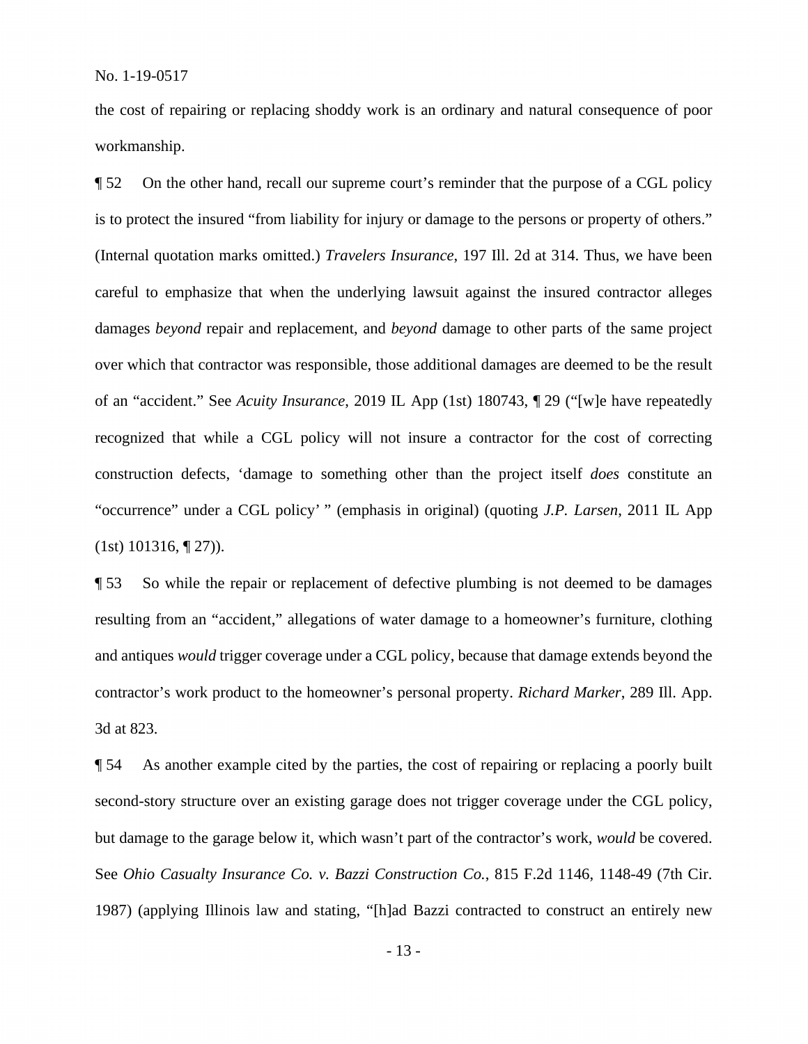the cost of repairing or replacing shoddy work is an ordinary and natural consequence of poor workmanship.

¶ 52 On the other hand, recall our supreme court's reminder that the purpose of a CGL policy is to protect the insured "from liability for injury or damage to the persons or property of others." (Internal quotation marks omitted.) *Travelers Insurance*, 197 Ill. 2d at 314. Thus, we have been careful to emphasize that when the underlying lawsuit against the insured contractor alleges damages *beyond* repair and replacement, and *beyond* damage to other parts of the same project over which that contractor was responsible, those additional damages are deemed to be the result of an "accident." See *Acuity Insurance*, 2019 IL App (1st) 180743, ¶ 29 ("[w]e have repeatedly recognized that while a CGL policy will not insure a contractor for the cost of correcting construction defects, 'damage to something other than the project itself *does* constitute an "occurrence" under a CGL policy' " (emphasis in original) (quoting *J.P. Larsen*, 2011 IL App (1st) 101316, ¶ 27)).

¶ 53 So while the repair or replacement of defective plumbing is not deemed to be damages resulting from an "accident," allegations of water damage to a homeowner's furniture, clothing and antiques *would* trigger coverage under a CGL policy, because that damage extends beyond the contractor's work product to the homeowner's personal property. *Richard Marker*, 289 Ill. App. 3d at 823.

¶ 54 As another example cited by the parties, the cost of repairing or replacing a poorly built second-story structure over an existing garage does not trigger coverage under the CGL policy, but damage to the garage below it, which wasn't part of the contractor's work, *would* be covered. See *Ohio Casualty Insurance Co. v. Bazzi Construction Co.*, 815 F.2d 1146, 1148-49 (7th Cir. 1987) (applying Illinois law and stating, "[h]ad Bazzi contracted to construct an entirely new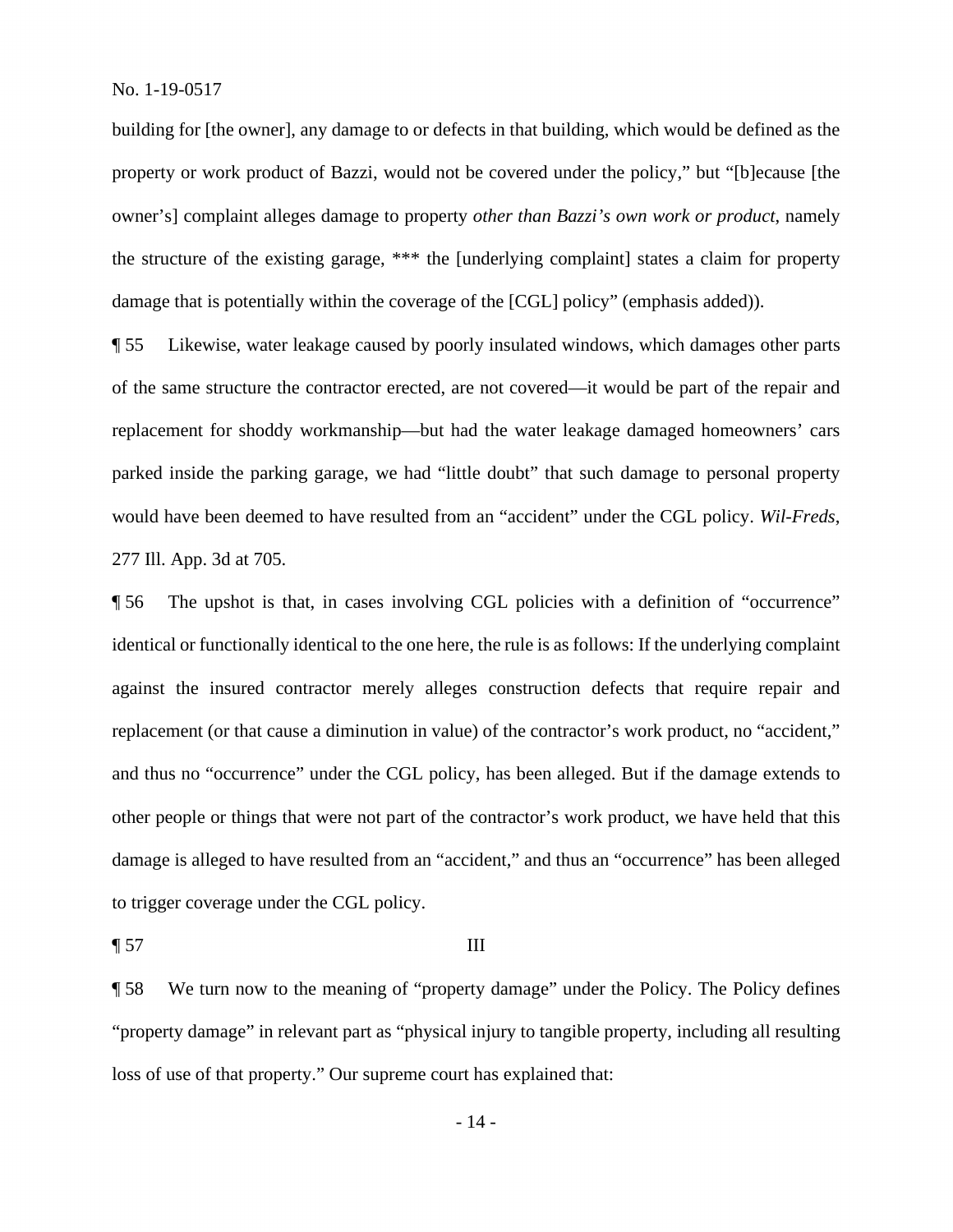building for [the owner], any damage to or defects in that building, which would be defined as the property or work product of Bazzi, would not be covered under the policy," but "[b]ecause [the owner's] complaint alleges damage to property *other than Bazzi's own work or product*, namely the structure of the existing garage, *** the [underlying complaint] states a claim for property damage that is potentially within the coverage of the [CGL] policy" (emphasis added)).

¶ 55 Likewise, water leakage caused by poorly insulated windows, which damages other parts of the same structure the contractor erected, are not covered—it would be part of the repair and replacement for shoddy workmanship—but had the water leakage damaged homeowners' cars parked inside the parking garage, we had "little doubt" that such damage to personal property would have been deemed to have resulted from an "accident" under the CGL policy. *Wil-Freds*, 277 Ill. App. 3d at 705.

¶ 56 The upshot is that, in cases involving CGL policies with a definition of "occurrence" identical or functionally identical to the one here, the rule is as follows: If the underlying complaint against the insured contractor merely alleges construction defects that require repair and replacement (or that cause a diminution in value) of the contractor's work product, no "accident," and thus no "occurrence" under the CGL policy, has been alleged. But if the damage extends to other people or things that were not part of the contractor's work product, we have held that this damage is alleged to have resulted from an "accident," and thus an "occurrence" has been alleged to trigger coverage under the CGL policy.

¶ 57 III

¶ 58 We turn now to the meaning of "property damage" under the Policy. The Policy defines "property damage" in relevant part as "physical injury to tangible property, including all resulting loss of use of that property." Our supreme court has explained that: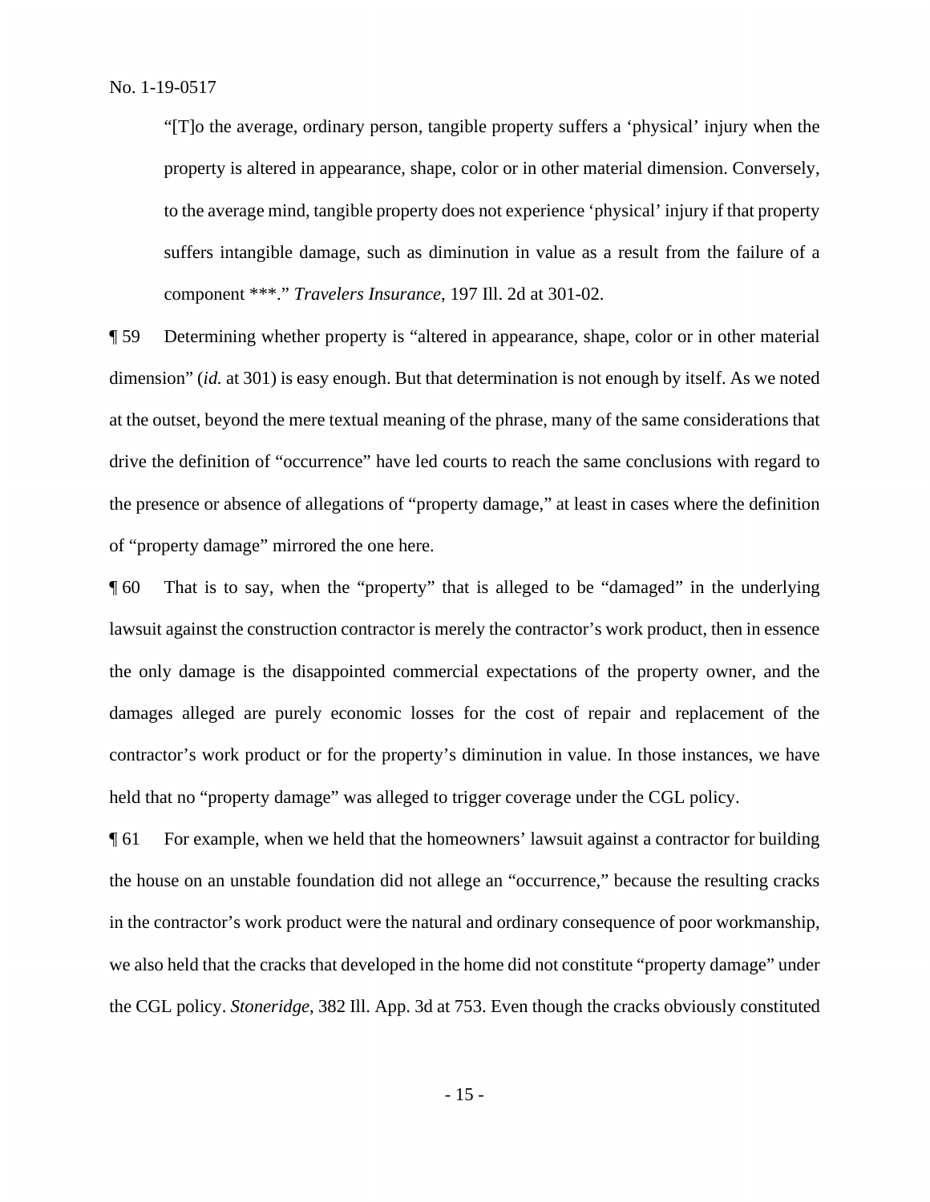> "[T]o the average, ordinary person, tangible property suffers a 'physical' injury when the property is altered in appearance, shape, color or in other material dimension. Conversely, to the average mind, tangible property does not experience 'physical' injury if that property suffers intangible damage, such as diminution in value as a result from the failure of a component ***." *Travelers Insurance*, 197 Ill. 2d at 301-02.

¶ 59 Determining whether property is "altered in appearance, shape, color or in other material dimension" (*id.* at 301) is easy enough. But that determination is not enough by itself. As we noted at the outset, beyond the mere textual meaning of the phrase, many of the same considerations that drive the definition of "occurrence" have led courts to reach the same conclusions with regard to the presence or absence of allegations of "property damage," at least in cases where the definition of "property damage" mirrored the one here.

¶ 60 That is to say, when the "property" that is alleged to be "damaged" in the underlying lawsuit against the construction contractor is merely the contractor's work product, then in essence the only damage is the disappointed commercial expectations of the property owner, and the damages alleged are purely economic losses for the cost of repair and replacement of the contractor's work product or for the property's diminution in value. In those instances, we have held that no "property damage" was alleged to trigger coverage under the CGL policy.

¶ 61 For example, when we held that the homeowners' lawsuit against a contractor for building the house on an unstable foundation did not allege an "occurrence," because the resulting cracks in the contractor's work product were the natural and ordinary consequence of poor workmanship, we also held that the cracks that developed in the home did not constitute "property damage" under the CGL policy. *Stoneridge*, 382 Ill. App. 3d at 753. Even though the cracks obviously constituted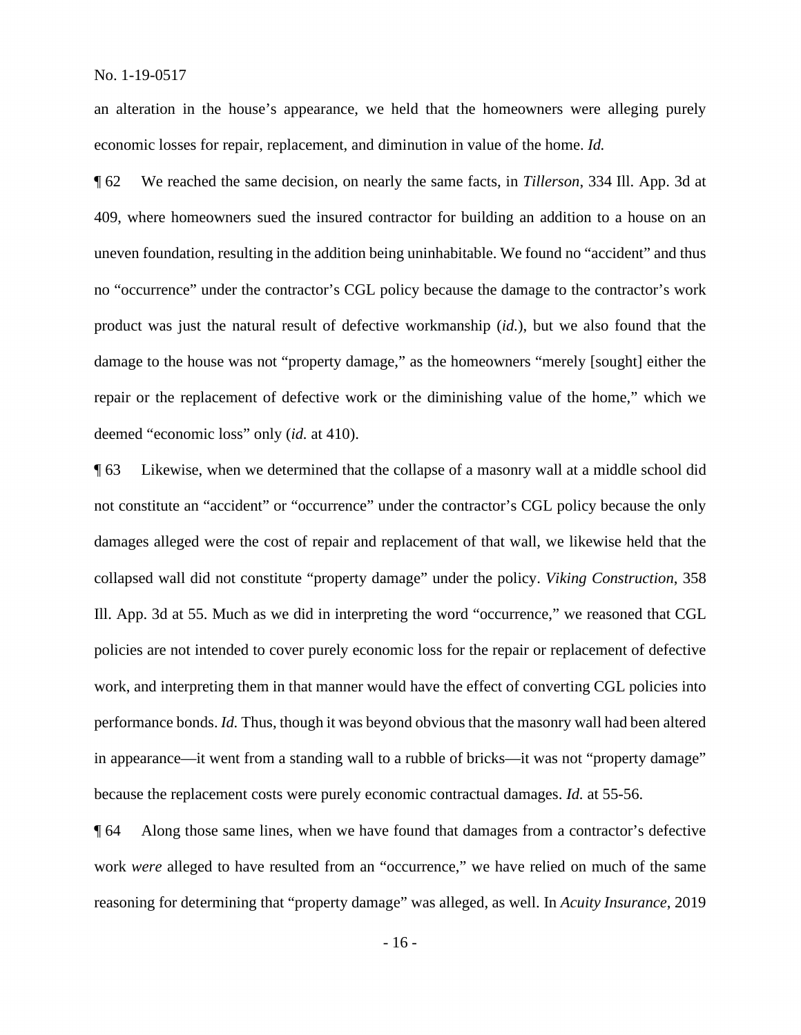an alteration in the house's appearance, we held that the homeowners were alleging purely economic losses for repair, replacement, and diminution in value of the home. *Id.*

¶ 62 We reached the same decision, on nearly the same facts, in *Tillerson*, 334 Ill. App. 3d at 409, where homeowners sued the insured contractor for building an addition to a house on an uneven foundation, resulting in the addition being uninhabitable. We found no "accident" and thus no "occurrence" under the contractor's CGL policy because the damage to the contractor's work product was just the natural result of defective workmanship (*id.*), but we also found that the damage to the house was not "property damage," as the homeowners "merely [sought] either the repair or the replacement of defective work or the diminishing value of the home," which we deemed "economic loss" only (*id.* at 410).

¶ 63 Likewise, when we determined that the collapse of a masonry wall at a middle school did not constitute an "accident" or "occurrence" under the contractor's CGL policy because the only damages alleged were the cost of repair and replacement of that wall, we likewise held that the collapsed wall did not constitute "property damage" under the policy. *Viking Construction*, 358 Ill. App. 3d at 55. Much as we did in interpreting the word "occurrence," we reasoned that CGL policies are not intended to cover purely economic loss for the repair or replacement of defective work, and interpreting them in that manner would have the effect of converting CGL policies into performance bonds. *Id.* Thus, though it was beyond obvious that the masonry wall had been altered in appearance—it went from a standing wall to a rubble of bricks—it was not "property damage" because the replacement costs were purely economic contractual damages. *Id.* at 55-56.

¶ 64 Along those same lines, when we have found that damages from a contractor's defective work *were* alleged to have resulted from an "occurrence," we have relied on much of the same reasoning for determining that "property damage" was alleged, as well. In *Acuity Insurance*, 2019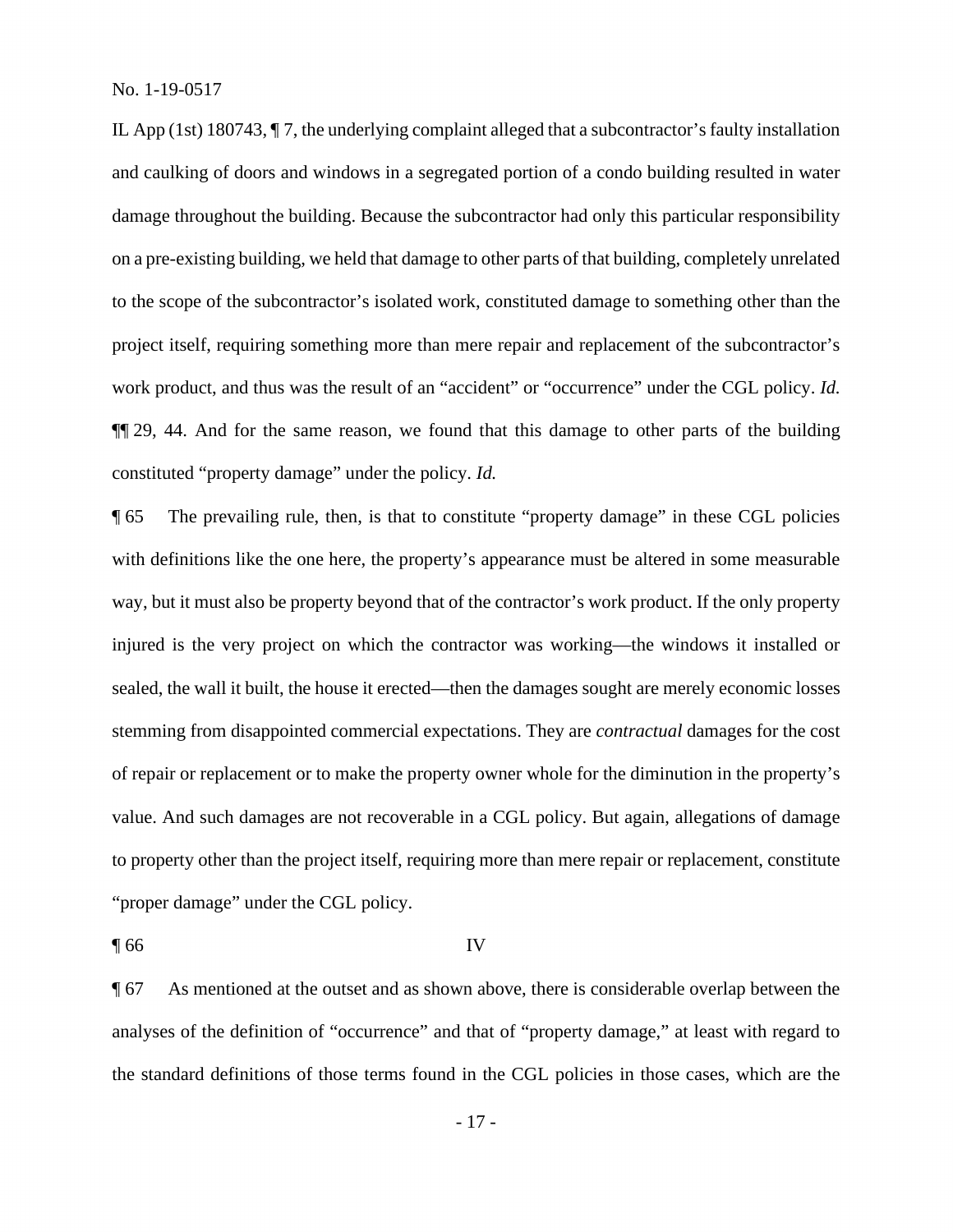IL App (1st) 180743, ¶ 7, the underlying complaint alleged that a subcontractor's faulty installation and caulking of doors and windows in a segregated portion of a condo building resulted in water damage throughout the building. Because the subcontractor had only this particular responsibility on a pre-existing building, we held that damage to other parts of that building, completely unrelated to the scope of the subcontractor's isolated work, constituted damage to something other than the project itself, requiring something more than mere repair and replacement of the subcontractor's work product, and thus was the result of an "accident" or "occurrence" under the CGL policy. *Id.* ¶¶ 29, 44. And for the same reason, we found that this damage to other parts of the building constituted "property damage" under the policy. *Id.*

¶ 65 The prevailing rule, then, is that to constitute "property damage" in these CGL policies with definitions like the one here, the property's appearance must be altered in some measurable way, but it must also be property beyond that of the contractor's work product. If the only property injured is the very project on which the contractor was working—the windows it installed or sealed, the wall it built, the house it erected—then the damages sought are merely economic losses stemming from disappointed commercial expectations. They are *contractual* damages for the cost of repair or replacement or to make the property owner whole for the diminution in the property's value. And such damages are not recoverable in a CGL policy. But again, allegations of damage to property other than the project itself, requiring more than mere repair or replacement, constitute "proper damage" under the CGL policy.

¶ 66 IV

¶ 67 As mentioned at the outset and as shown above, there is considerable overlap between the analyses of the definition of "occurrence" and that of "property damage," at least with regard to the standard definitions of those terms found in the CGL policies in those cases, which are the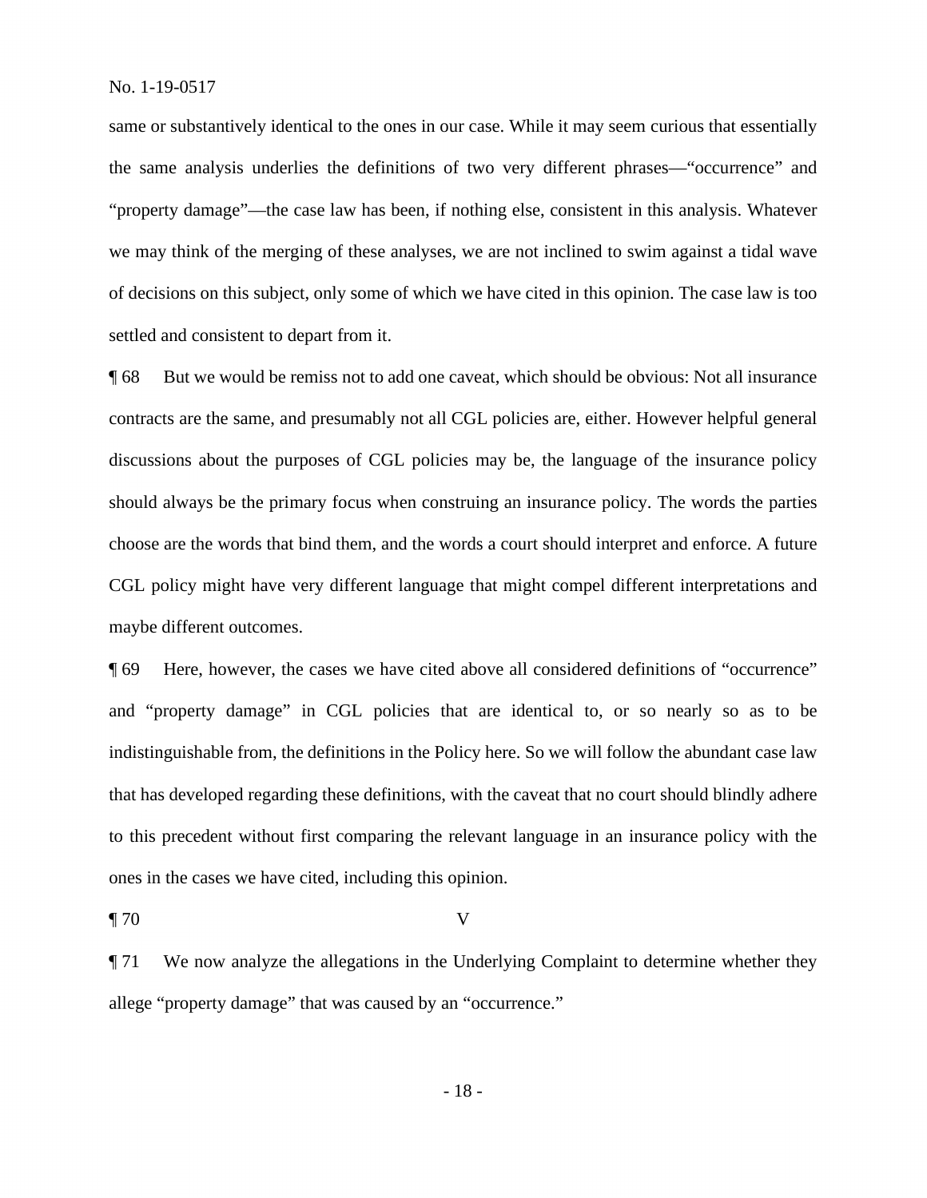same or substantively identical to the ones in our case. While it may seem curious that essentially the same analysis underlies the definitions of two very different phrases—"occurrence" and "property damage"—the case law has been, if nothing else, consistent in this analysis. Whatever we may think of the merging of these analyses, we are not inclined to swim against a tidal wave of decisions on this subject, only some of which we have cited in this opinion. The case law is too settled and consistent to depart from it.

¶ 68 But we would be remiss not to add one caveat, which should be obvious: Not all insurance contracts are the same, and presumably not all CGL policies are, either. However helpful general discussions about the purposes of CGL policies may be, the language of the insurance policy should always be the primary focus when construing an insurance policy. The words the parties choose are the words that bind them, and the words a court should interpret and enforce. A future CGL policy might have very different language that might compel different interpretations and maybe different outcomes.

¶ 69 Here, however, the cases we have cited above all considered definitions of "occurrence" and "property damage" in CGL policies that are identical to, or so nearly so as to be indistinguishable from, the definitions in the Policy here. So we will follow the abundant case law that has developed regarding these definitions, with the caveat that no court should blindly adhere to this precedent without first comparing the relevant language in an insurance policy with the ones in the cases we have cited, including this opinion.

¶ 70 V

¶ 71 We now analyze the allegations in the Underlying Complaint to determine whether they allege "property damage" that was caused by an "occurrence."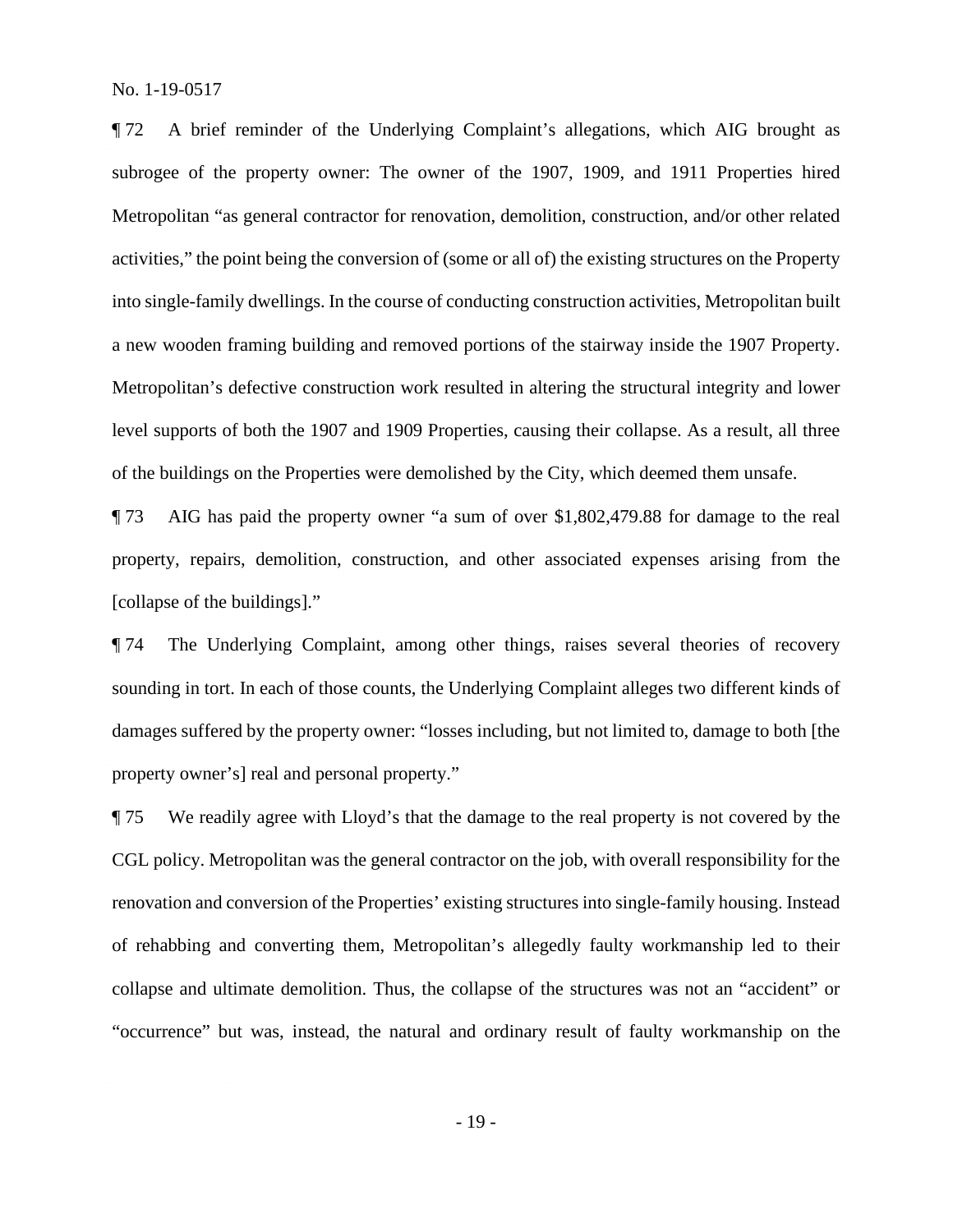¶ 72 A brief reminder of the Underlying Complaint's allegations, which AIG brought as subrogee of the property owner: The owner of the 1907, 1909, and 1911 Properties hired Metropolitan "as general contractor for renovation, demolition, construction, and/or other related activities," the point being the conversion of (some or all of) the existing structures on the Property into single-family dwellings. In the course of conducting construction activities, Metropolitan built a new wooden framing building and removed portions of the stairway inside the 1907 Property. Metropolitan's defective construction work resulted in altering the structural integrity and lower level supports of both the 1907 and 1909 Properties, causing their collapse. As a result, all three of the buildings on the Properties were demolished by the City, which deemed them unsafe.

¶ 73 AIG has paid the property owner "a sum of over $1,802,479.88 for damage to the real property, repairs, demolition, construction, and other associated expenses arising from the [collapse of the buildings]."

¶ 74 The Underlying Complaint, among other things, raises several theories of recovery sounding in tort. In each of those counts, the Underlying Complaint alleges two different kinds of damages suffered by the property owner: "losses including, but not limited to, damage to both [the property owner's] real and personal property."

¶ 75 We readily agree with Lloyd's that the damage to the real property is not covered by the CGL policy. Metropolitan was the general contractor on the job, with overall responsibility for the renovation and conversion of the Properties' existing structures into single-family housing. Instead of rehabbing and converting them, Metropolitan's allegedly faulty workmanship led to their collapse and ultimate demolition. Thus, the collapse of the structures was not an "accident" or "occurrence" but was, instead, the natural and ordinary result of faulty workmanship on the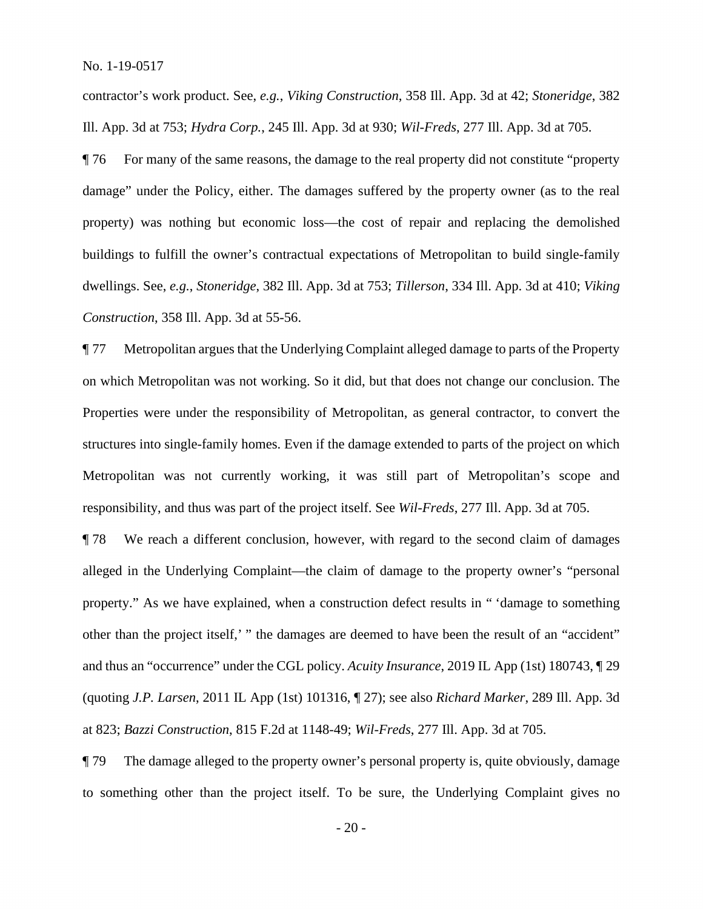contractor's work product. See, *e.g.*, *Viking Construction*, 358 Ill. App. 3d at 42; *Stoneridge*, 382 Ill. App. 3d at 753; *Hydra Corp.*, 245 Ill. App. 3d at 930; *Wil-Freds*, 277 Ill. App. 3d at 705.

¶ 76 For many of the same reasons, the damage to the real property did not constitute "property damage" under the Policy, either. The damages suffered by the property owner (as to the real property) was nothing but economic loss—the cost of repair and replacing the demolished buildings to fulfill the owner's contractual expectations of Metropolitan to build single-family dwellings. See, *e.g.*, *Stoneridge*, 382 Ill. App. 3d at 753; *Tillerson*, 334 Ill. App. 3d at 410; *Viking Construction*, 358 Ill. App. 3d at 55-56.

¶ 77 Metropolitan argues that the Underlying Complaint alleged damage to parts of the Property on which Metropolitan was not working. So it did, but that does not change our conclusion. The Properties were under the responsibility of Metropolitan, as general contractor, to convert the structures into single-family homes. Even if the damage extended to parts of the project on which Metropolitan was not currently working, it was still part of Metropolitan's scope and responsibility, and thus was part of the project itself. See *Wil-Freds*, 277 Ill. App. 3d at 705.

¶ 78 We reach a different conclusion, however, with regard to the second claim of damages alleged in the Underlying Complaint—the claim of damage to the property owner's "personal property." As we have explained, when a construction defect results in " 'damage to something other than the project itself,' " the damages are deemed to have been the result of an "accident" and thus an "occurrence" under the CGL policy. *Acuity Insurance*, 2019 IL App (1st) 180743, ¶ 29 (quoting *J.P. Larsen*, 2011 IL App (1st) 101316, ¶ 27); see also *Richard Marker*, 289 Ill. App. 3d at 823; *Bazzi Construction*, 815 F.2d at 1148-49; *Wil-Freds*, 277 Ill. App. 3d at 705.

¶ 79 The damage alleged to the property owner's personal property is, quite obviously, damage to something other than the project itself. To be sure, the Underlying Complaint gives no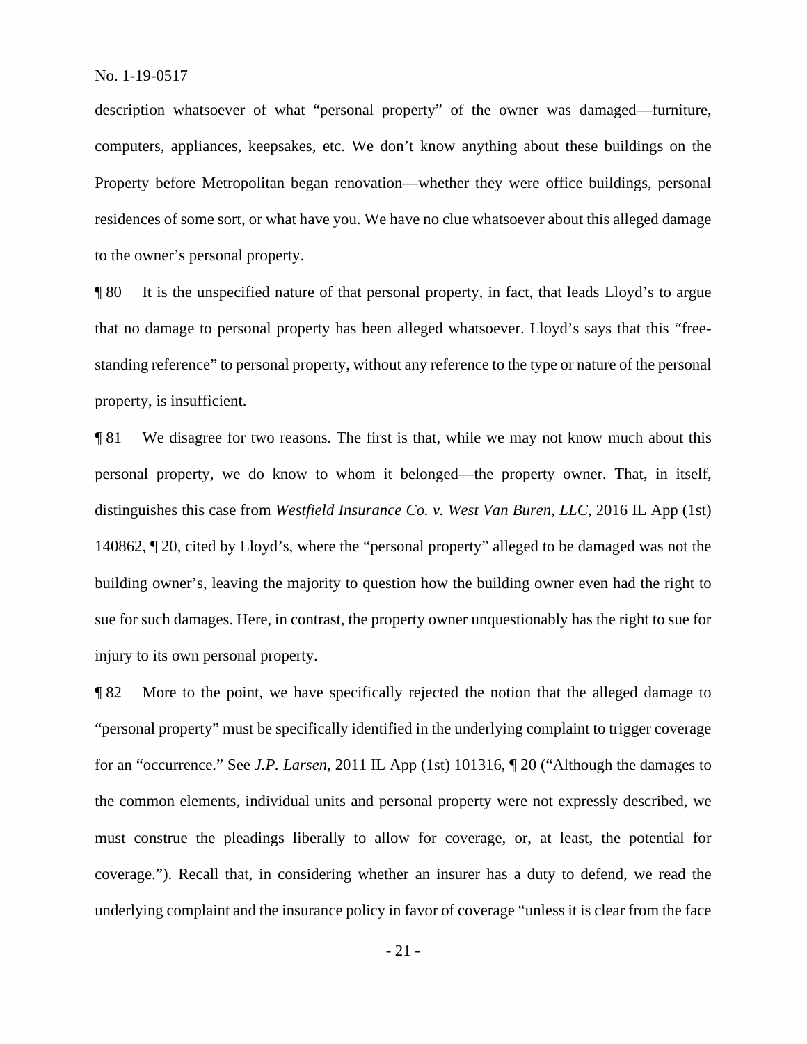description whatsoever of what "personal property" of the owner was damaged—furniture, computers, appliances, keepsakes, etc. We don't know anything about these buildings on the Property before Metropolitan began renovation—whether they were office buildings, personal residences of some sort, or what have you. We have no clue whatsoever about this alleged damage to the owner's personal property.

¶ 80 It is the unspecified nature of that personal property, in fact, that leads Lloyd's to argue that no damage to personal property has been alleged whatsoever. Lloyd's says that this "free-standing reference" to personal property, without any reference to the type or nature of the personal property, is insufficient.

¶ 81 We disagree for two reasons. The first is that, while we may not know much about this personal property, we do know to whom it belonged—the property owner. That, in itself, distinguishes this case from *Westfield Insurance Co. v. West Van Buren, LLC*, 2016 IL App (1st) 140862, ¶ 20, cited by Lloyd's, where the "personal property" alleged to be damaged was not the building owner's, leaving the majority to question how the building owner even had the right to sue for such damages. Here, in contrast, the property owner unquestionably has the right to sue for injury to its own personal property.

¶ 82 More to the point, we have specifically rejected the notion that the alleged damage to "personal property" must be specifically identified in the underlying complaint to trigger coverage for an "occurrence." See *J.P. Larsen*, 2011 IL App (1st) 101316, ¶ 20 ("Although the damages to the common elements, individual units and personal property were not expressly described, we must construe the pleadings liberally to allow for coverage, or, at least, the potential for coverage."). Recall that, in considering whether an insurer has a duty to defend, we read the underlying complaint and the insurance policy in favor of coverage "unless it is clear from the face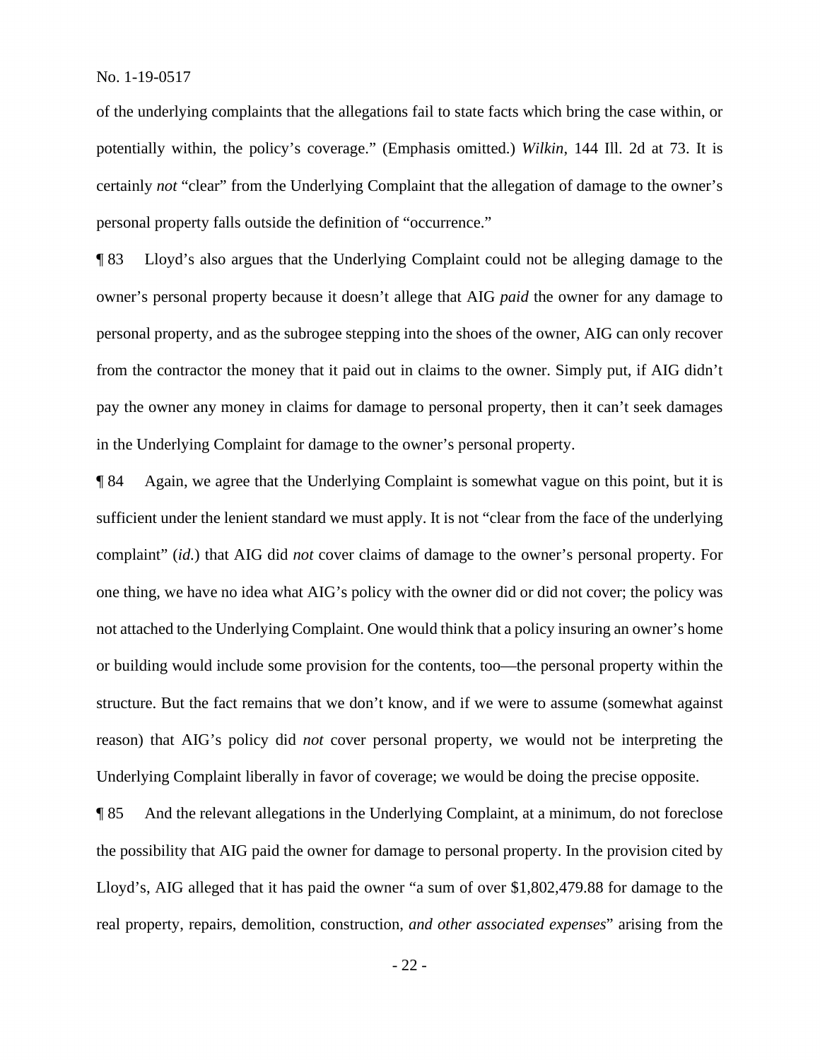of the underlying complaints that the allegations fail to state facts which bring the case within, or potentially within, the policy's coverage." (Emphasis omitted.) *Wilkin*, 144 Ill. 2d at 73. It is certainly *not* "clear" from the Underlying Complaint that the allegation of damage to the owner's personal property falls outside the definition of "occurrence."

¶ 83 Lloyd's also argues that the Underlying Complaint could not be alleging damage to the owner's personal property because it doesn't allege that AIG *paid* the owner for any damage to personal property, and as the subrogee stepping into the shoes of the owner, AIG can only recover from the contractor the money that it paid out in claims to the owner. Simply put, if AIG didn't pay the owner any money in claims for damage to personal property, then it can't seek damages in the Underlying Complaint for damage to the owner's personal property.

¶ 84 Again, we agree that the Underlying Complaint is somewhat vague on this point, but it is sufficient under the lenient standard we must apply. It is not "clear from the face of the underlying complaint" (*id.*) that AIG did *not* cover claims of damage to the owner's personal property. For one thing, we have no idea what AIG's policy with the owner did or did not cover; the policy was not attached to the Underlying Complaint. One would think that a policy insuring an owner's home or building would include some provision for the contents, too—the personal property within the structure. But the fact remains that we don't know, and if we were to assume (somewhat against reason) that AIG's policy did *not* cover personal property, we would not be interpreting the Underlying Complaint liberally in favor of coverage; we would be doing the precise opposite.

¶ 85 And the relevant allegations in the Underlying Complaint, at a minimum, do not foreclose the possibility that AIG paid the owner for damage to personal property. In the provision cited by Lloyd's, AIG alleged that it has paid the owner "a sum of over $1,802,479.88 for damage to the real property, repairs, demolition, construction, *and other associated expenses*" arising from the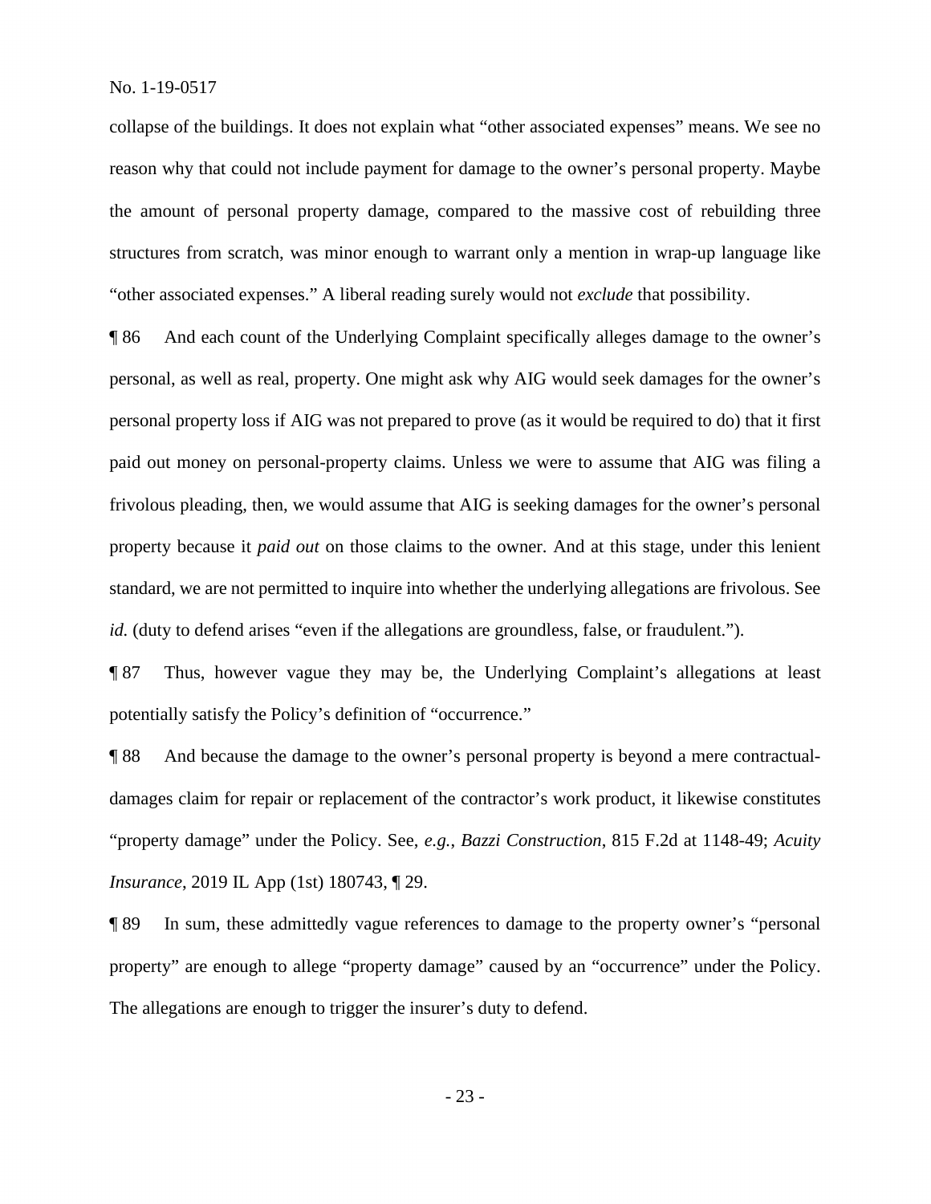collapse of the buildings. It does not explain what "other associated expenses" means. We see no reason why that could not include payment for damage to the owner's personal property. Maybe the amount of personal property damage, compared to the massive cost of rebuilding three structures from scratch, was minor enough to warrant only a mention in wrap-up language like "other associated expenses." A liberal reading surely would not *exclude* that possibility.

¶ 86 And each count of the Underlying Complaint specifically alleges damage to the owner's personal, as well as real, property. One might ask why AIG would seek damages for the owner's personal property loss if AIG was not prepared to prove (as it would be required to do) that it first paid out money on personal-property claims. Unless we were to assume that AIG was filing a frivolous pleading, then, we would assume that AIG is seeking damages for the owner's personal property because it *paid out* on those claims to the owner. And at this stage, under this lenient standard, we are not permitted to inquire into whether the underlying allegations are frivolous. See *id.* (duty to defend arises "even if the allegations are groundless, false, or fraudulent.").

¶ 87 Thus, however vague they may be, the Underlying Complaint's allegations at least potentially satisfy the Policy's definition of "occurrence."

¶ 88 And because the damage to the owner's personal property is beyond a mere contractual-damages claim for repair or replacement of the contractor's work product, it likewise constitutes "property damage" under the Policy. See, *e.g.*, *Bazzi Construction*, 815 F.2d at 1148-49; *Acuity Insurance*, 2019 IL App (1st) 180743, ¶ 29.

¶ 89 In sum, these admittedly vague references to damage to the property owner's "personal property" are enough to allege "property damage" caused by an "occurrence" under the Policy. The allegations are enough to trigger the insurer's duty to defend.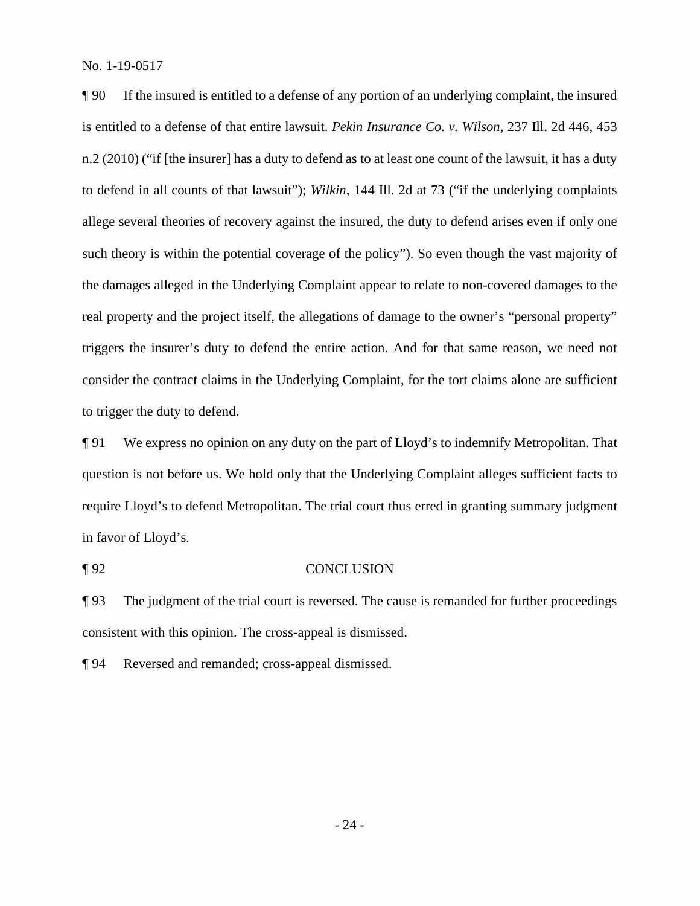¶ 90 If the insured is entitled to a defense of any portion of an underlying complaint, the insured is entitled to a defense of that entire lawsuit. *Pekin Insurance Co. v. Wilson*, 237 Ill. 2d 446, 453 n.2 (2010) ("if [the insurer] has a duty to defend as to at least one count of the lawsuit, it has a duty to defend in all counts of that lawsuit"); *Wilkin*, 144 Ill. 2d at 73 ("if the underlying complaints allege several theories of recovery against the insured, the duty to defend arises even if only one such theory is within the potential coverage of the policy"). So even though the vast majority of the damages alleged in the Underlying Complaint appear to relate to non-covered damages to the real property and the project itself, the allegations of damage to the owner's "personal property" triggers the insurer's duty to defend the entire action. And for that same reason, we need not consider the contract claims in the Underlying Complaint, for the tort claims alone are sufficient to trigger the duty to defend.

¶ 91 We express no opinion on any duty on the part of Lloyd's to indemnify Metropolitan. That question is not before us. We hold only that the Underlying Complaint alleges sufficient facts to require Lloyd's to defend Metropolitan. The trial court thus erred in granting summary judgment in favor of Lloyd's.

¶ 92 CONCLUSION

¶ 93 The judgment of the trial court is reversed. The cause is remanded for further proceedings consistent with this opinion. The cross-appeal is dismissed.

¶ 94 Reversed and remanded; cross-appeal dismissed.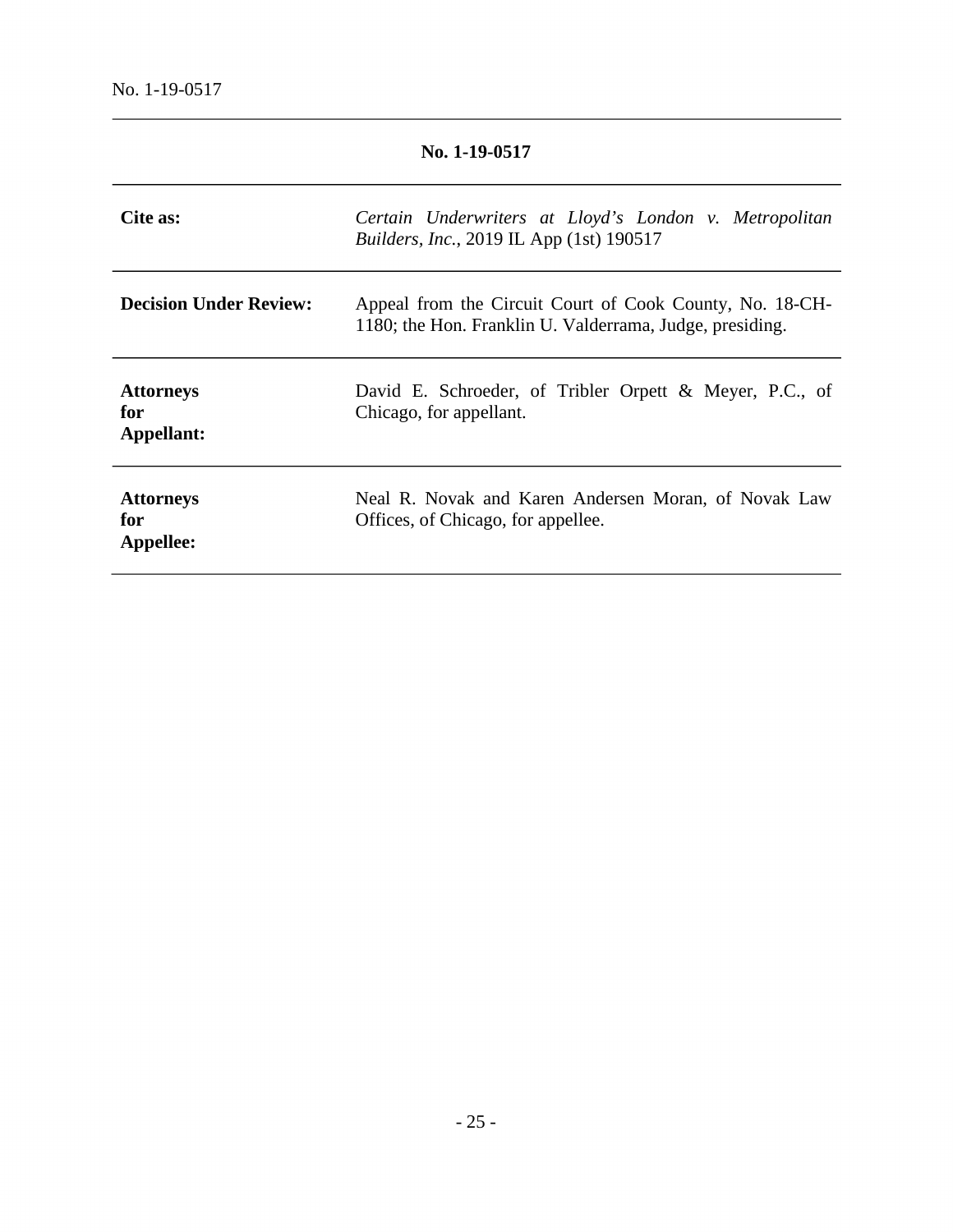**No. 1-19-0517**

| | |
|---|---|
| **Cite as:** | *Certain Underwriters at Lloyd's London v. Metropolitan Builders, Inc.*, 2019 IL App (1st) 190517 |
| **Decision Under Review:** | Appeal from the Circuit Court of Cook County, No. 18-CH-1180; the Hon. Franklin U. Valderrama, Judge, presiding. |
| **Attorneys for Appellant:** | David E. Schroeder, of Tribler Orpett & Meyer, P.C., of Chicago, for appellant. |
| **Attorneys for Appellee:** | Neal R. Novak and Karen Andersen Moran, of Novak Law Offices, of Chicago, for appellee. |